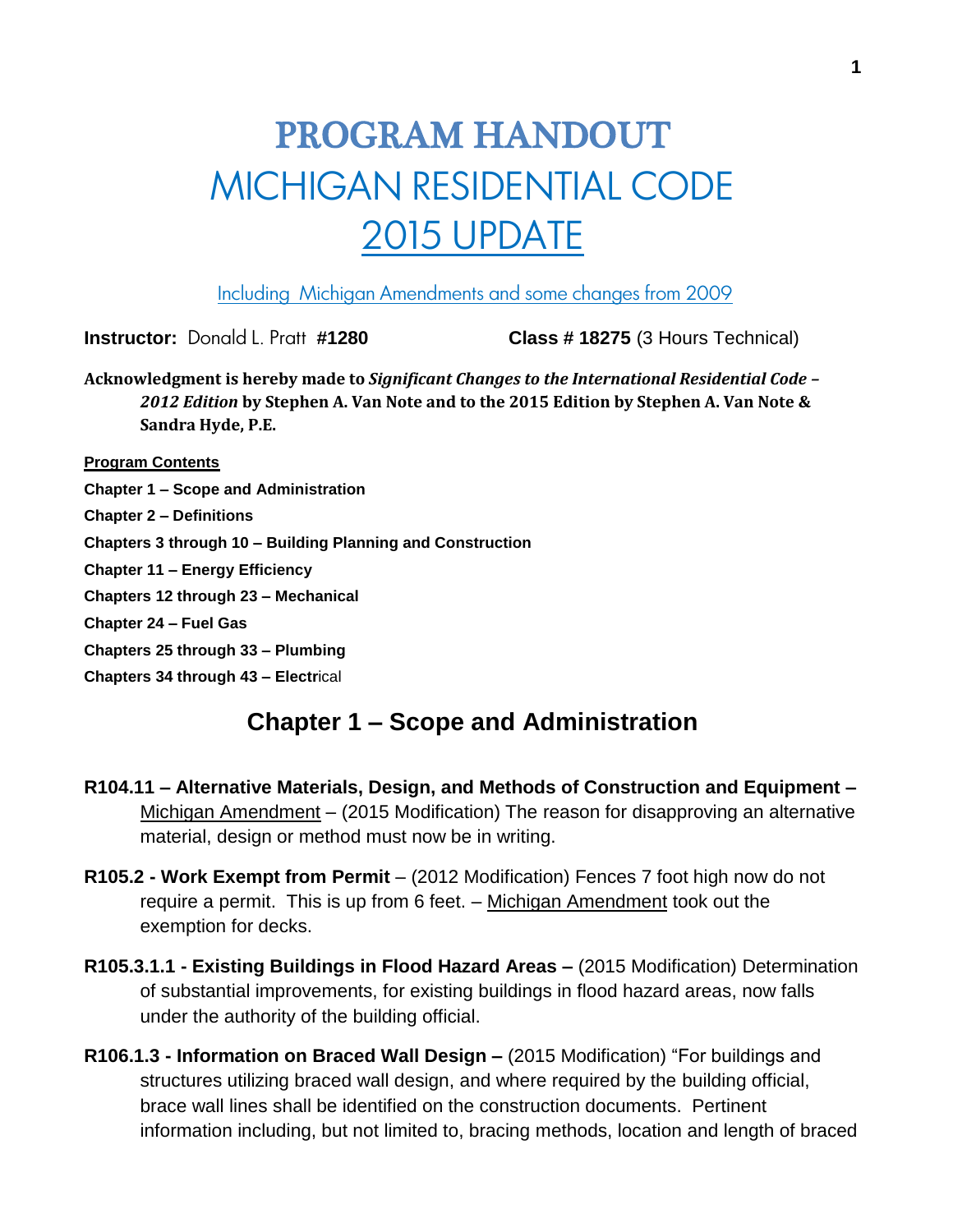# PROGRAM HANDOUT
# MICHIGAN RESIDENTIAL CODE
# 2015 UPDATE

Including Michigan Amendments and some changes from 2009

**Instructor:** Donald L. Pratt **#1280** **Class # 18275** (3 Hours Technical)

**Acknowledgment is hereby made to *Significant Changes to the International Residential Code – 2012 Edition* by Stephen A. Van Note and to the 2015 Edition by Stephen A. Van Note & Sandra Hyde, P.E.**

**Program Contents**

**Chapter 1 – Scope and Administration**

**Chapter 2 – Definitions**

**Chapters 3 through 10 – Building Planning and Construction**

**Chapter 11 – Energy Efficiency**

**Chapters 12 through 23 – Mechanical**

**Chapter 24 – Fuel Gas**

**Chapters 25 through 33 – Plumbing**

**Chapters 34 through 43 – Electr**ical

## Chapter 1 – Scope and Administration

**R104.11 – Alternative Materials, Design, and Methods of Construction and Equipment –** Michigan Amendment – (2015 Modification) The reason for disapproving an alternative material, design or method must now be in writing.

**R105.2 - Work Exempt from Permit** – (2012 Modification) Fences 7 foot high now do not require a permit. This is up from 6 feet. – Michigan Amendment took out the exemption for decks.

**R105.3.1.1 - Existing Buildings in Flood Hazard Areas –** (2015 Modification) Determination of substantial improvements, for existing buildings in flood hazard areas, now falls under the authority of the building official.

**R106.1.3 - Information on Braced Wall Design –** (2015 Modification) "For buildings and structures utilizing braced wall design, and where required by the building official, brace wall lines shall be identified on the construction documents. Pertinent information including, but not limited to, bracing methods, location and length of braced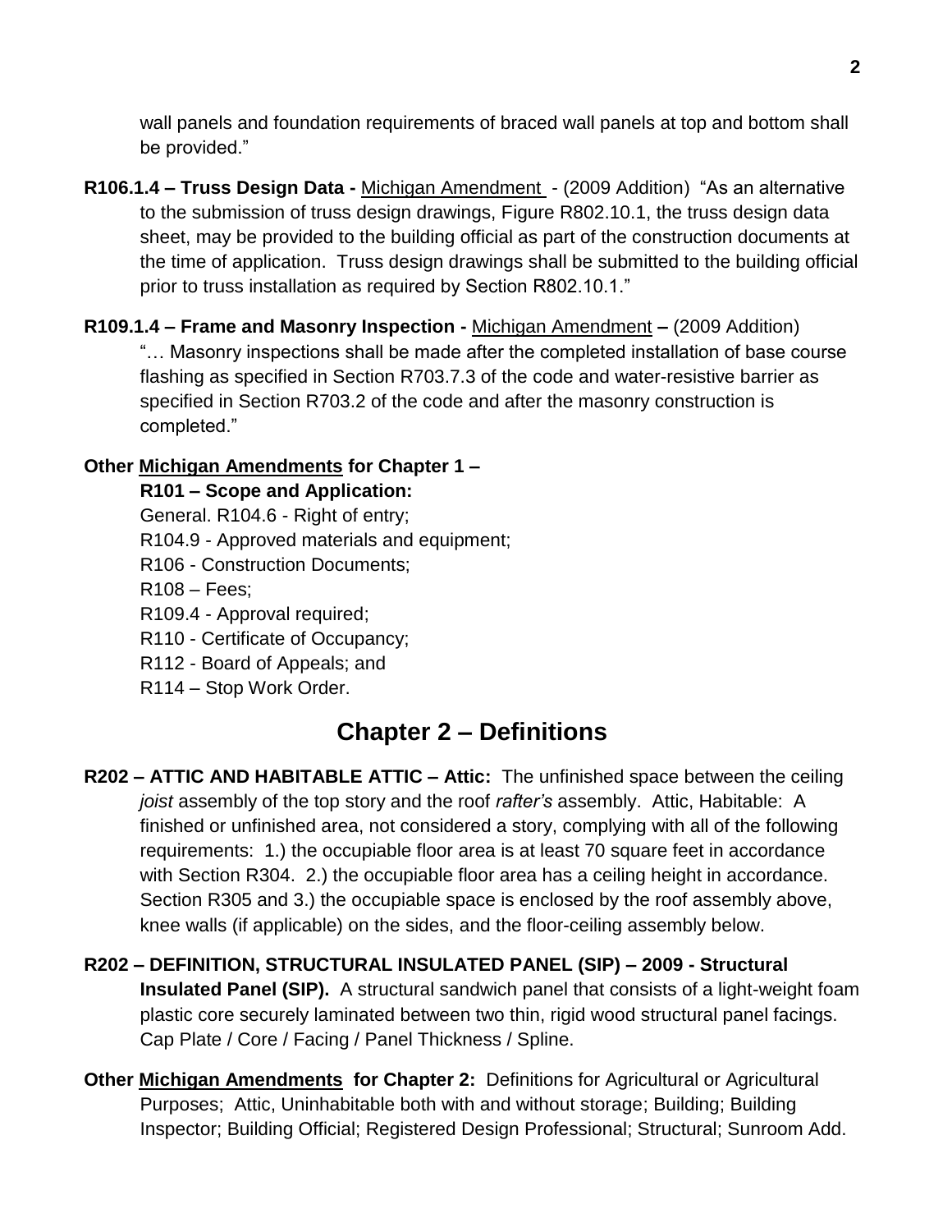wall panels and foundation requirements of braced wall panels at top and bottom shall be provided."

**R106.1.4 – Truss Design Data -** Michigan Amendment - (2009 Addition) "As an alternative to the submission of truss design drawings, Figure R802.10.1, the truss design data sheet, may be provided to the building official as part of the construction documents at the time of application. Truss design drawings shall be submitted to the building official prior to truss installation as required by Section R802.10.1."

**R109.1.4 – Frame and Masonry Inspection -** Michigan Amendment **–** (2009 Addition) "… Masonry inspections shall be made after the completed installation of base course flashing as specified in Section R703.7.3 of the code and water-resistive barrier as specified in Section R703.2 of the code and after the masonry construction is completed."

**Other Michigan Amendments for Chapter 1 –**

**R101 – Scope and Application:**

General. R104.6 - Right of entry;

R104.9 - Approved materials and equipment;

R106 - Construction Documents;

R108 – Fees;

R109.4 - Approval required;

R110 - Certificate of Occupancy;

R112 - Board of Appeals; and

R114 – Stop Work Order.

## Chapter 2 – Definitions

**R202 – ATTIC AND HABITABLE ATTIC – Attic:** The unfinished space between the ceiling *joist* assembly of the top story and the roof *rafter's* assembly. Attic, Habitable: A finished or unfinished area, not considered a story, complying with all of the following requirements: 1.) the occupiable floor area is at least 70 square feet in accordance with Section R304. 2.) the occupiable floor area has a ceiling height in accordance. Section R305 and 3.) the occupiable space is enclosed by the roof assembly above, knee walls (if applicable) on the sides, and the floor-ceiling assembly below.

**R202 – DEFINITION, STRUCTURAL INSULATED PANEL (SIP) – 2009 - Structural Insulated Panel (SIP).** A structural sandwich panel that consists of a light-weight foam plastic core securely laminated between two thin, rigid wood structural panel facings. Cap Plate / Core / Facing / Panel Thickness / Spline.

**Other Michigan Amendments for Chapter 2:** Definitions for Agricultural or Agricultural Purposes; Attic, Uninhabitable both with and without storage; Building; Building Inspector; Building Official; Registered Design Professional; Structural; Sunroom Add.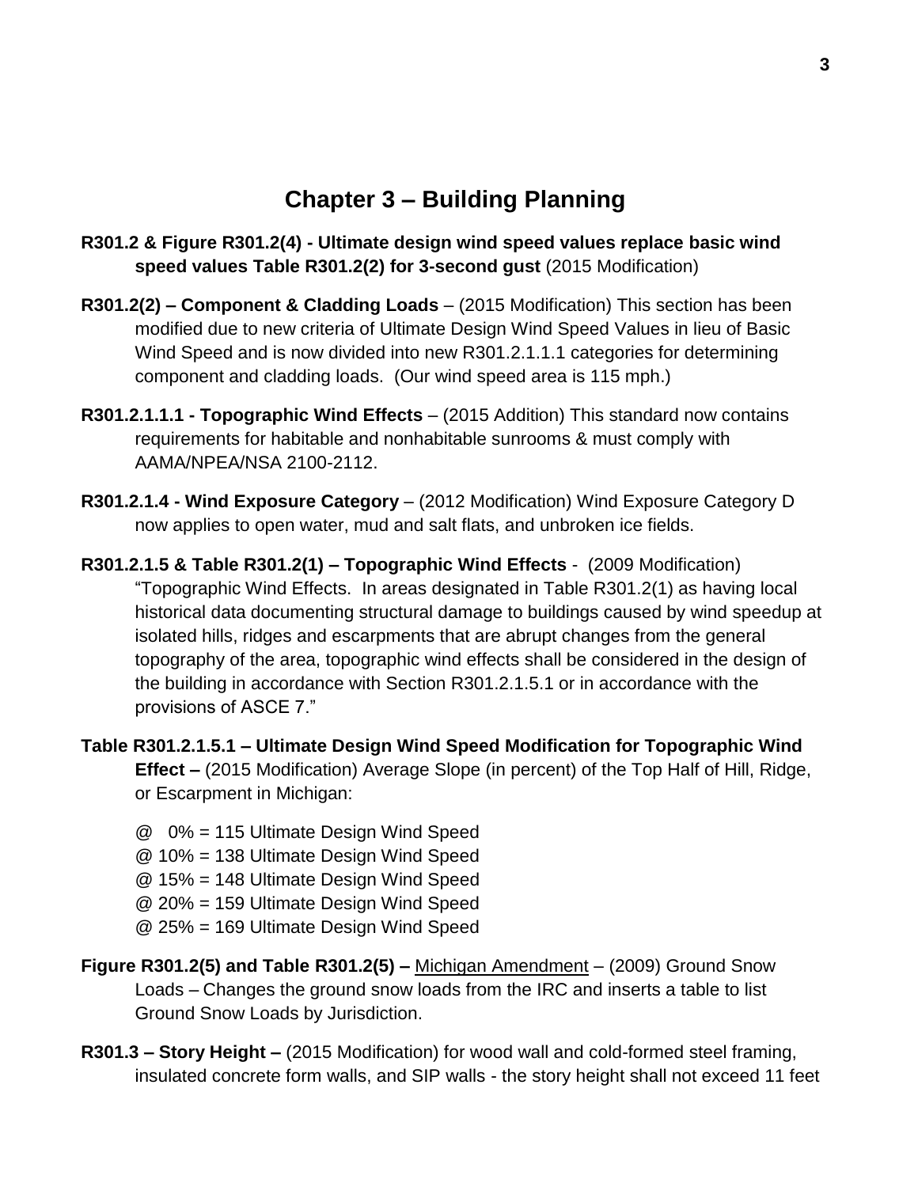# Chapter 3 – Building Planning

**R301.2 & Figure R301.2(4) - Ultimate design wind speed values replace basic wind speed values Table R301.2(2) for 3-second gust** (2015 Modification)

**R301.2(2) – Component & Cladding Loads** – (2015 Modification) This section has been modified due to new criteria of Ultimate Design Wind Speed Values in lieu of Basic Wind Speed and is now divided into new R301.2.1.1.1 categories for determining component and cladding loads. (Our wind speed area is 115 mph.)

**R301.2.1.1.1 - Topographic Wind Effects** – (2015 Addition) This standard now contains requirements for habitable and nonhabitable sunrooms & must comply with AAMA/NPEA/NSA 2100-2112.

**R301.2.1.4 - Wind Exposure Category** – (2012 Modification) Wind Exposure Category D now applies to open water, mud and salt flats, and unbroken ice fields.

**R301.2.1.5 & Table R301.2(1) – Topographic Wind Effects** - (2009 Modification) "Topographic Wind Effects. In areas designated in Table R301.2(1) as having local historical data documenting structural damage to buildings caused by wind speedup at isolated hills, ridges and escarpments that are abrupt changes from the general topography of the area, topographic wind effects shall be considered in the design of the building in accordance with Section R301.2.1.5.1 or in accordance with the provisions of ASCE 7."

**Table R301.2.1.5.1 – Ultimate Design Wind Speed Modification for Topographic Wind Effect –** (2015 Modification) Average Slope (in percent) of the Top Half of Hill, Ridge, or Escarpment in Michigan:

@ 0% = 115 Ultimate Design Wind Speed
@ 10% = 138 Ultimate Design Wind Speed
@ 15% = 148 Ultimate Design Wind Speed
@ 20% = 159 Ultimate Design Wind Speed
@ 25% = 169 Ultimate Design Wind Speed

**Figure R301.2(5) and Table R301.2(5) –** Michigan Amendment – (2009) Ground Snow Loads – Changes the ground snow loads from the IRC and inserts a table to list Ground Snow Loads by Jurisdiction.

**R301.3 – Story Height –** (2015 Modification) for wood wall and cold-formed steel framing, insulated concrete form walls, and SIP walls - the story height shall not exceed 11 feet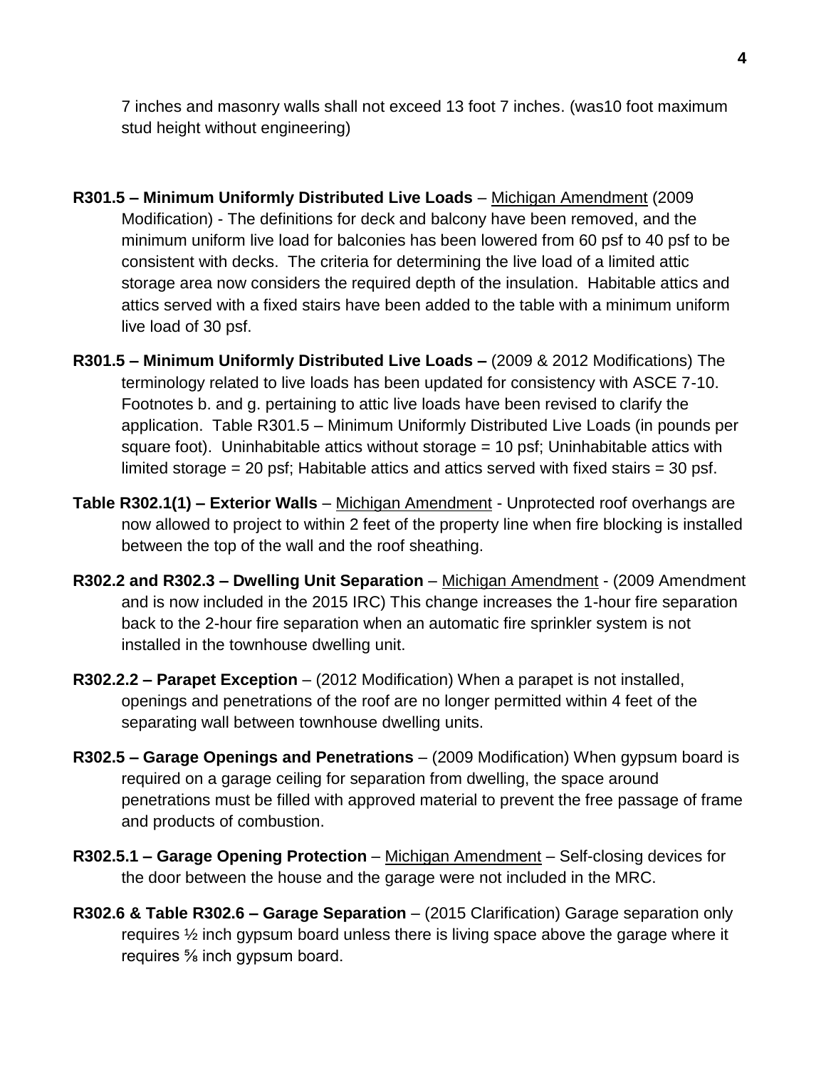7 inches and masonry walls shall not exceed 13 foot 7 inches. (was10 foot maximum stud height without engineering)

**R301.5 – Minimum Uniformly Distributed Live Loads** – Michigan Amendment (2009 Modification) - The definitions for deck and balcony have been removed, and the minimum uniform live load for balconies has been lowered from 60 psf to 40 psf to be consistent with decks. The criteria for determining the live load of a limited attic storage area now considers the required depth of the insulation. Habitable attics and attics served with a fixed stairs have been added to the table with a minimum uniform live load of 30 psf.

**R301.5 – Minimum Uniformly Distributed Live Loads –** (2009 & 2012 Modifications) The terminology related to live loads has been updated for consistency with ASCE 7-10. Footnotes b. and g. pertaining to attic live loads have been revised to clarify the application. Table R301.5 – Minimum Uniformly Distributed Live Loads (in pounds per square foot). Uninhabitable attics without storage = 10 psf; Uninhabitable attics with limited storage = 20 psf; Habitable attics and attics served with fixed stairs = 30 psf.

**Table R302.1(1) – Exterior Walls** – Michigan Amendment - Unprotected roof overhangs are now allowed to project to within 2 feet of the property line when fire blocking is installed between the top of the wall and the roof sheathing.

**R302.2 and R302.3 – Dwelling Unit Separation** – Michigan Amendment - (2009 Amendment and is now included in the 2015 IRC) This change increases the 1-hour fire separation back to the 2-hour fire separation when an automatic fire sprinkler system is not installed in the townhouse dwelling unit.

**R302.2.2 – Parapet Exception** – (2012 Modification) When a parapet is not installed, openings and penetrations of the roof are no longer permitted within 4 feet of the separating wall between townhouse dwelling units.

**R302.5 – Garage Openings and Penetrations** – (2009 Modification) When gypsum board is required on a garage ceiling for separation from dwelling, the space around penetrations must be filled with approved material to prevent the free passage of frame and products of combustion.

**R302.5.1 – Garage Opening Protection** – Michigan Amendment – Self-closing devices for the door between the house and the garage were not included in the MRC.

**R302.6 & Table R302.6 – Garage Separation** – (2015 Clarification) Garage separation only requires ½ inch gypsum board unless there is living space above the garage where it requires ⅝ inch gypsum board.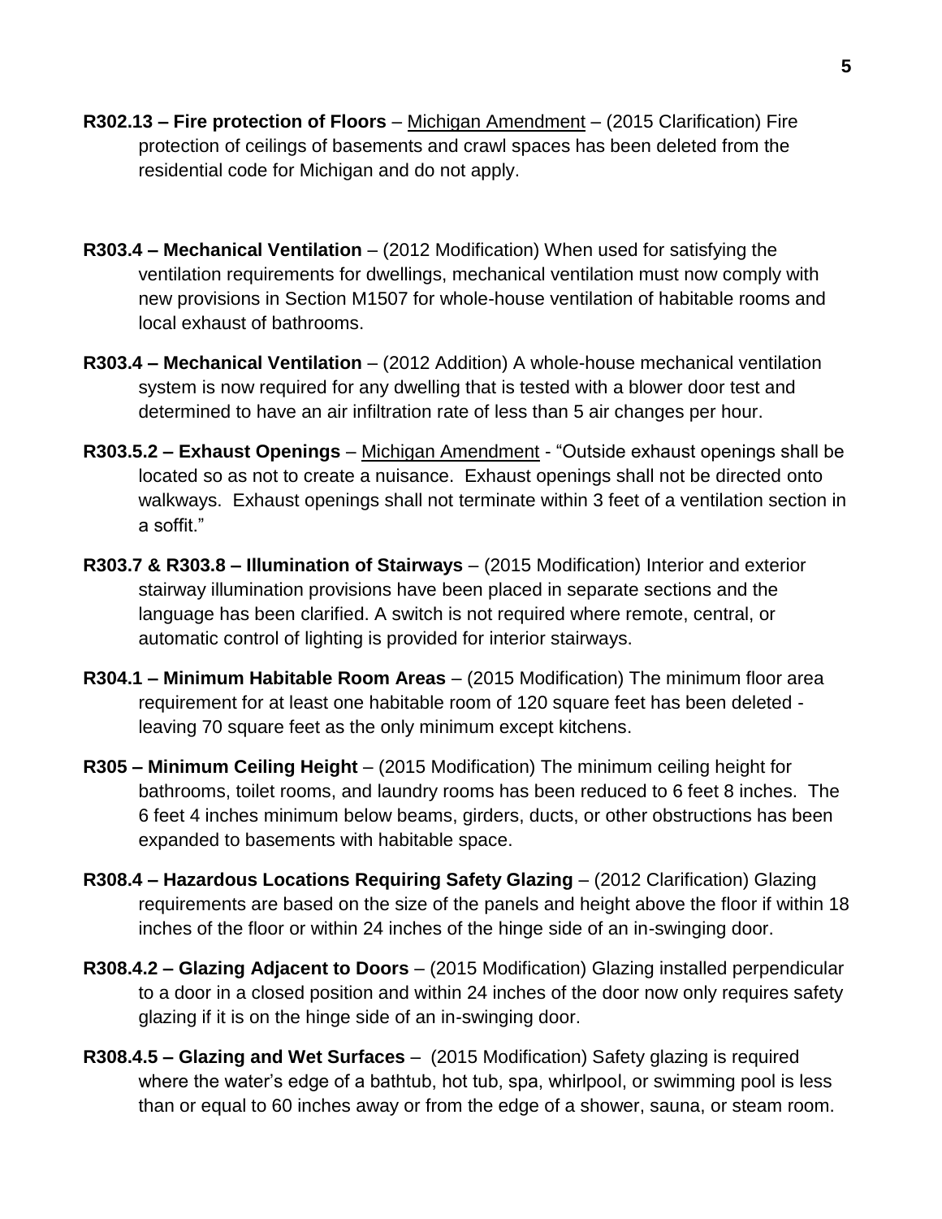**R302.13 – Fire protection of Floors** – Michigan Amendment – (2015 Clarification) Fire protection of ceilings of basements and crawl spaces has been deleted from the residential code for Michigan and do not apply.

**R303.4 – Mechanical Ventilation** – (2012 Modification) When used for satisfying the ventilation requirements for dwellings, mechanical ventilation must now comply with new provisions in Section M1507 for whole-house ventilation of habitable rooms and local exhaust of bathrooms.

**R303.4 – Mechanical Ventilation** – (2012 Addition) A whole-house mechanical ventilation system is now required for any dwelling that is tested with a blower door test and determined to have an air infiltration rate of less than 5 air changes per hour.

**R303.5.2 – Exhaust Openings** – Michigan Amendment - "Outside exhaust openings shall be located so as not to create a nuisance. Exhaust openings shall not be directed onto walkways. Exhaust openings shall not terminate within 3 feet of a ventilation section in a soffit."

**R303.7 & R303.8 – Illumination of Stairways** – (2015 Modification) Interior and exterior stairway illumination provisions have been placed in separate sections and the language has been clarified. A switch is not required where remote, central, or automatic control of lighting is provided for interior stairways.

**R304.1 – Minimum Habitable Room Areas** – (2015 Modification) The minimum floor area requirement for at least one habitable room of 120 square feet has been deleted - leaving 70 square feet as the only minimum except kitchens.

**R305 – Minimum Ceiling Height** – (2015 Modification) The minimum ceiling height for bathrooms, toilet rooms, and laundry rooms has been reduced to 6 feet 8 inches. The 6 feet 4 inches minimum below beams, girders, ducts, or other obstructions has been expanded to basements with habitable space.

**R308.4 – Hazardous Locations Requiring Safety Glazing** – (2012 Clarification) Glazing requirements are based on the size of the panels and height above the floor if within 18 inches of the floor or within 24 inches of the hinge side of an in-swinging door.

**R308.4.2 – Glazing Adjacent to Doors** – (2015 Modification) Glazing installed perpendicular to a door in a closed position and within 24 inches of the door now only requires safety glazing if it is on the hinge side of an in-swinging door.

**R308.4.5 – Glazing and Wet Surfaces** – (2015 Modification) Safety glazing is required where the water's edge of a bathtub, hot tub, spa, whirlpool, or swimming pool is less than or equal to 60 inches away or from the edge of a shower, sauna, or steam room.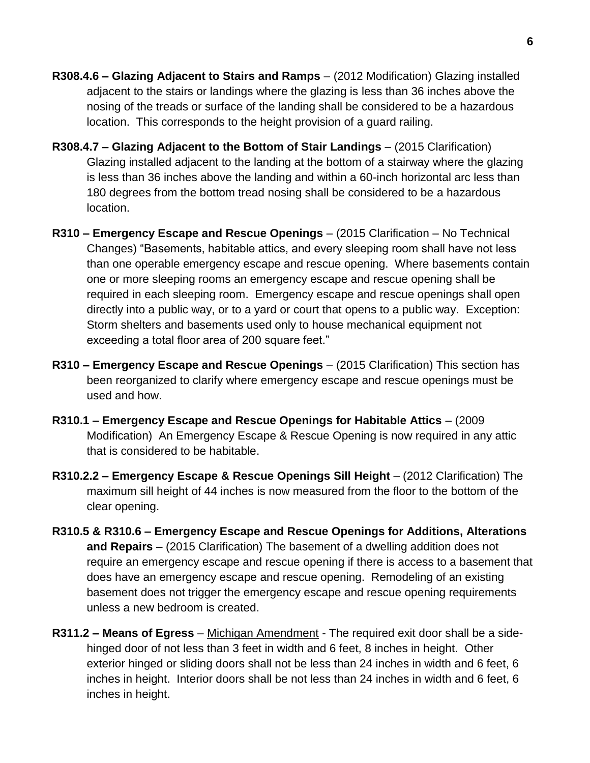**R308.4.6 – Glazing Adjacent to Stairs and Ramps** – (2012 Modification) Glazing installed adjacent to the stairs or landings where the glazing is less than 36 inches above the nosing of the treads or surface of the landing shall be considered to be a hazardous location. This corresponds to the height provision of a guard railing.

**R308.4.7 – Glazing Adjacent to the Bottom of Stair Landings** – (2015 Clarification) Glazing installed adjacent to the landing at the bottom of a stairway where the glazing is less than 36 inches above the landing and within a 60-inch horizontal arc less than 180 degrees from the bottom tread nosing shall be considered to be a hazardous location.

**R310 – Emergency Escape and Rescue Openings** – (2015 Clarification – No Technical Changes) "Basements, habitable attics, and every sleeping room shall have not less than one operable emergency escape and rescue opening. Where basements contain one or more sleeping rooms an emergency escape and rescue opening shall be required in each sleeping room. Emergency escape and rescue openings shall open directly into a public way, or to a yard or court that opens to a public way. Exception: Storm shelters and basements used only to house mechanical equipment not exceeding a total floor area of 200 square feet."

**R310 – Emergency Escape and Rescue Openings** – (2015 Clarification) This section has been reorganized to clarify where emergency escape and rescue openings must be used and how.

**R310.1 – Emergency Escape and Rescue Openings for Habitable Attics** – (2009 Modification) An Emergency Escape & Rescue Opening is now required in any attic that is considered to be habitable.

**R310.2.2 – Emergency Escape & Rescue Openings Sill Height** – (2012 Clarification) The maximum sill height of 44 inches is now measured from the floor to the bottom of the clear opening.

**R310.5 & R310.6 – Emergency Escape and Rescue Openings for Additions, Alterations and Repairs** – (2015 Clarification) The basement of a dwelling addition does not require an emergency escape and rescue opening if there is access to a basement that does have an emergency escape and rescue opening. Remodeling of an existing basement does not trigger the emergency escape and rescue opening requirements unless a new bedroom is created.

**R311.2 – Means of Egress** – Michigan Amendment - The required exit door shall be a side-hinged door of not less than 3 feet in width and 6 feet, 8 inches in height. Other exterior hinged or sliding doors shall not be less than 24 inches in width and 6 feet, 6 inches in height. Interior doors shall be not less than 24 inches in width and 6 feet, 6 inches in height.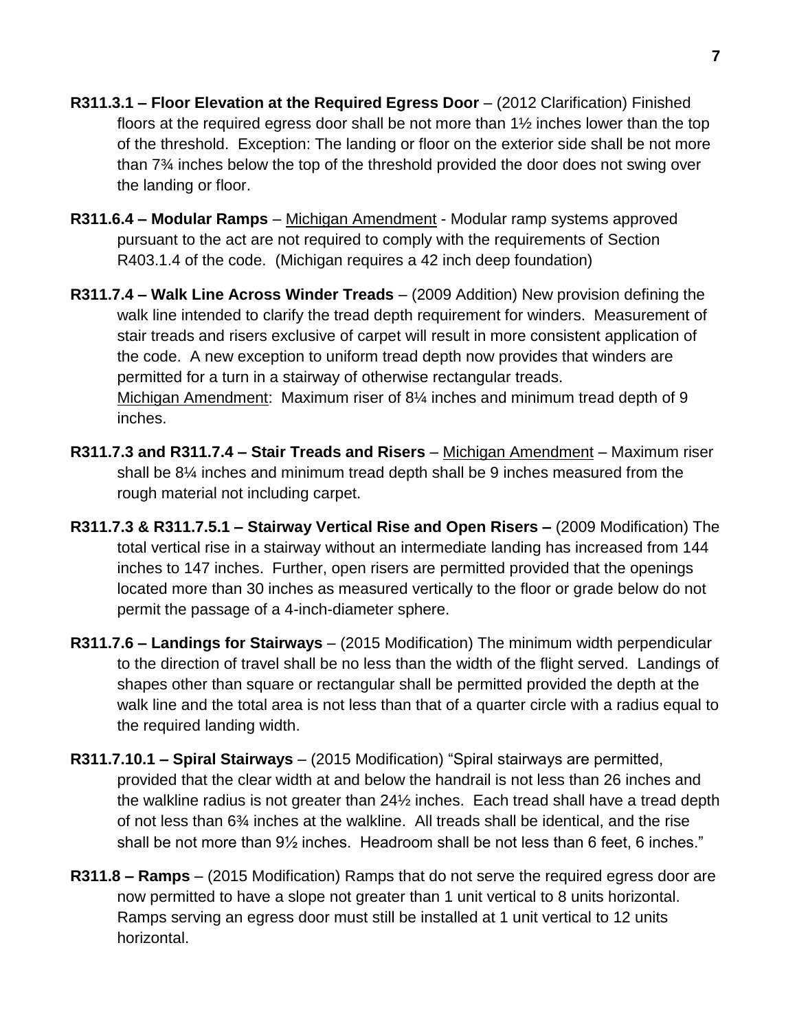**R311.3.1 – Floor Elevation at the Required Egress Door** – (2012 Clarification) Finished floors at the required egress door shall be not more than 1½ inches lower than the top of the threshold. Exception: The landing or floor on the exterior side shall be not more than 7¾ inches below the top of the threshold provided the door does not swing over the landing or floor.

**R311.6.4 – Modular Ramps** – Michigan Amendment - Modular ramp systems approved pursuant to the act are not required to comply with the requirements of Section R403.1.4 of the code. (Michigan requires a 42 inch deep foundation)

**R311.7.4 – Walk Line Across Winder Treads** – (2009 Addition) New provision defining the walk line intended to clarify the tread depth requirement for winders. Measurement of stair treads and risers exclusive of carpet will result in more consistent application of the code. A new exception to uniform tread depth now provides that winders are permitted for a turn in a stairway of otherwise rectangular treads.
Michigan Amendment: Maximum riser of 8¼ inches and minimum tread depth of 9 inches.

**R311.7.3 and R311.7.4 – Stair Treads and Risers** – Michigan Amendment – Maximum riser shall be 8¼ inches and minimum tread depth shall be 9 inches measured from the rough material not including carpet.

**R311.7.3 & R311.7.5.1 – Stairway Vertical Rise and Open Risers –** (2009 Modification) The total vertical rise in a stairway without an intermediate landing has increased from 144 inches to 147 inches. Further, open risers are permitted provided that the openings located more than 30 inches as measured vertically to the floor or grade below do not permit the passage of a 4-inch-diameter sphere.

**R311.7.6 – Landings for Stairways** – (2015 Modification) The minimum width perpendicular to the direction of travel shall be no less than the width of the flight served. Landings of shapes other than square or rectangular shall be permitted provided the depth at the walk line and the total area is not less than that of a quarter circle with a radius equal to the required landing width.

**R311.7.10.1 – Spiral Stairways** – (2015 Modification) "Spiral stairways are permitted, provided that the clear width at and below the handrail is not less than 26 inches and the walkline radius is not greater than 24½ inches. Each tread shall have a tread depth of not less than 6¾ inches at the walkline. All treads shall be identical, and the rise shall be not more than 9½ inches. Headroom shall be not less than 6 feet, 6 inches."

**R311.8 – Ramps** – (2015 Modification) Ramps that do not serve the required egress door are now permitted to have a slope not greater than 1 unit vertical to 8 units horizontal. Ramps serving an egress door must still be installed at 1 unit vertical to 12 units horizontal.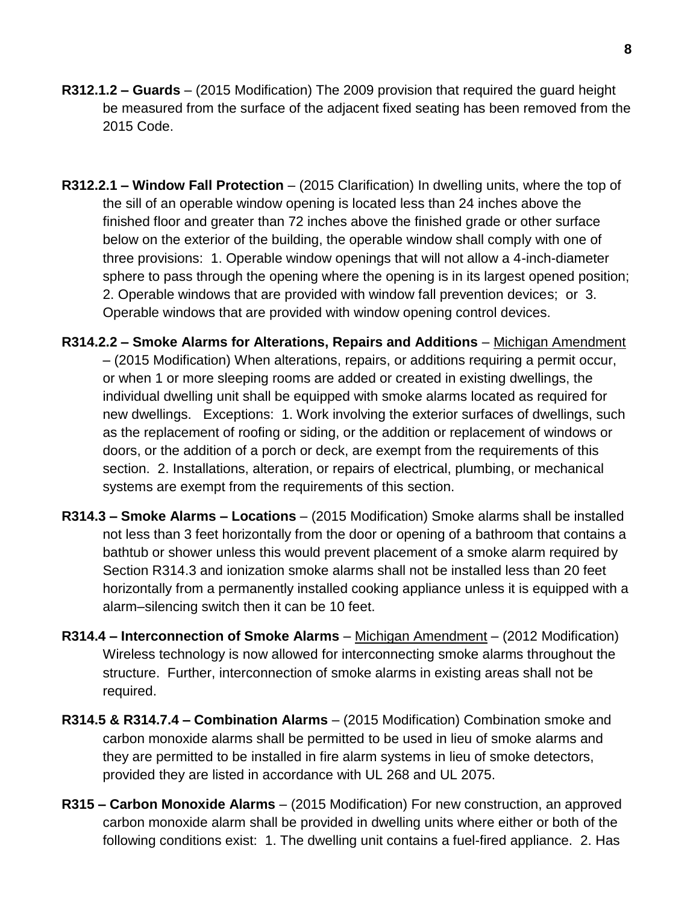**R312.1.2 – Guards** – (2015 Modification) The 2009 provision that required the guard height be measured from the surface of the adjacent fixed seating has been removed from the 2015 Code.

**R312.2.1 – Window Fall Protection** – (2015 Clarification) In dwelling units, where the top of the sill of an operable window opening is located less than 24 inches above the finished floor and greater than 72 inches above the finished grade or other surface below on the exterior of the building, the operable window shall comply with one of three provisions: 1. Operable window openings that will not allow a 4-inch-diameter sphere to pass through the opening where the opening is in its largest opened position; 2. Operable windows that are provided with window fall prevention devices; or 3. Operable windows that are provided with window opening control devices.

**R314.2.2 – Smoke Alarms for Alterations, Repairs and Additions** – <u>Michigan Amendment</u> – (2015 Modification) When alterations, repairs, or additions requiring a permit occur, or when 1 or more sleeping rooms are added or created in existing dwellings, the individual dwelling unit shall be equipped with smoke alarms located as required for new dwellings. Exceptions: 1. Work involving the exterior surfaces of dwellings, such as the replacement of roofing or siding, or the addition or replacement of windows or doors, or the addition of a porch or deck, are exempt from the requirements of this section. 2. Installations, alteration, or repairs of electrical, plumbing, or mechanical systems are exempt from the requirements of this section.

**R314.3 – Smoke Alarms – Locations** – (2015 Modification) Smoke alarms shall be installed not less than 3 feet horizontally from the door or opening of a bathroom that contains a bathtub or shower unless this would prevent placement of a smoke alarm required by Section R314.3 and ionization smoke alarms shall not be installed less than 20 feet horizontally from a permanently installed cooking appliance unless it is equipped with a alarm–silencing switch then it can be 10 feet.

**R314.4 – Interconnection of Smoke Alarms** – <u>Michigan Amendment</u> – (2012 Modification) Wireless technology is now allowed for interconnecting smoke alarms throughout the structure. Further, interconnection of smoke alarms in existing areas shall not be required.

**R314.5 & R314.7.4 – Combination Alarms** – (2015 Modification) Combination smoke and carbon monoxide alarms shall be permitted to be used in lieu of smoke alarms and they are permitted to be installed in fire alarm systems in lieu of smoke detectors, provided they are listed in accordance with UL 268 and UL 2075.

**R315 – Carbon Monoxide Alarms** – (2015 Modification) For new construction, an approved carbon monoxide alarm shall be provided in dwelling units where either or both of the following conditions exist: 1. The dwelling unit contains a fuel-fired appliance. 2. Has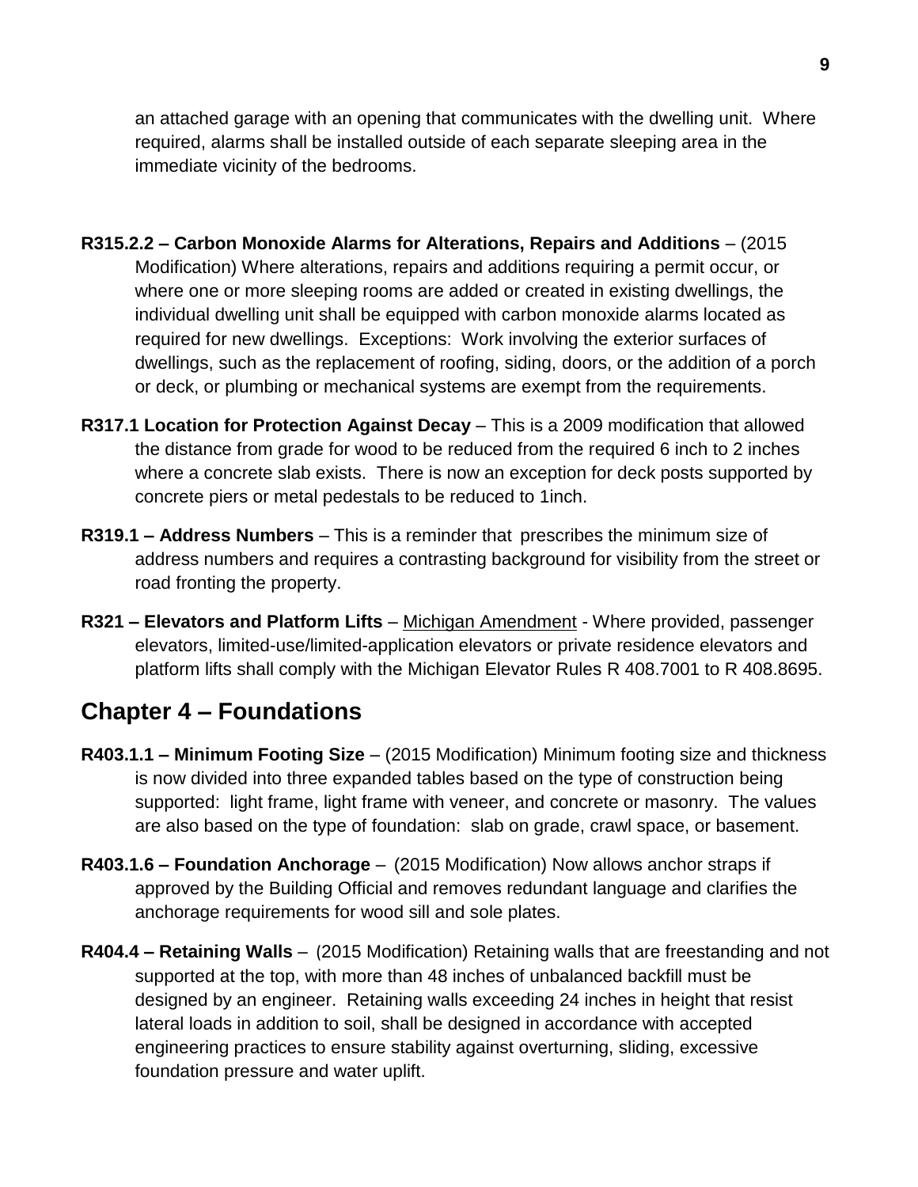an attached garage with an opening that communicates with the dwelling unit. Where required, alarms shall be installed outside of each separate sleeping area in the immediate vicinity of the bedrooms.

**R315.2.2 – Carbon Monoxide Alarms for Alterations, Repairs and Additions** – (2015 Modification) Where alterations, repairs and additions requiring a permit occur, or where one or more sleeping rooms are added or created in existing dwellings, the individual dwelling unit shall be equipped with carbon monoxide alarms located as required for new dwellings. Exceptions: Work involving the exterior surfaces of dwellings, such as the replacement of roofing, siding, doors, or the addition of a porch or deck, or plumbing or mechanical systems are exempt from the requirements.

**R317.1 Location for Protection Against Decay** – This is a 2009 modification that allowed the distance from grade for wood to be reduced from the required 6 inch to 2 inches where a concrete slab exists. There is now an exception for deck posts supported by concrete piers or metal pedestals to be reduced to 1inch.

**R319.1 – Address Numbers** – This is a reminder that prescribes the minimum size of address numbers and requires a contrasting background for visibility from the street or road fronting the property.

**R321 – Elevators and Platform Lifts** – Michigan Amendment - Where provided, passenger elevators, limited-use/limited-application elevators or private residence elevators and platform lifts shall comply with the Michigan Elevator Rules R 408.7001 to R 408.8695.

## Chapter 4 – Foundations

**R403.1.1 – Minimum Footing Size** – (2015 Modification) Minimum footing size and thickness is now divided into three expanded tables based on the type of construction being supported: light frame, light frame with veneer, and concrete or masonry. The values are also based on the type of foundation: slab on grade, crawl space, or basement.

**R403.1.6 – Foundation Anchorage** – (2015 Modification) Now allows anchor straps if approved by the Building Official and removes redundant language and clarifies the anchorage requirements for wood sill and sole plates.

**R404.4 – Retaining Walls** – (2015 Modification) Retaining walls that are freestanding and not supported at the top, with more than 48 inches of unbalanced backfill must be designed by an engineer. Retaining walls exceeding 24 inches in height that resist lateral loads in addition to soil, shall be designed in accordance with accepted engineering practices to ensure stability against overturning, sliding, excessive foundation pressure and water uplift.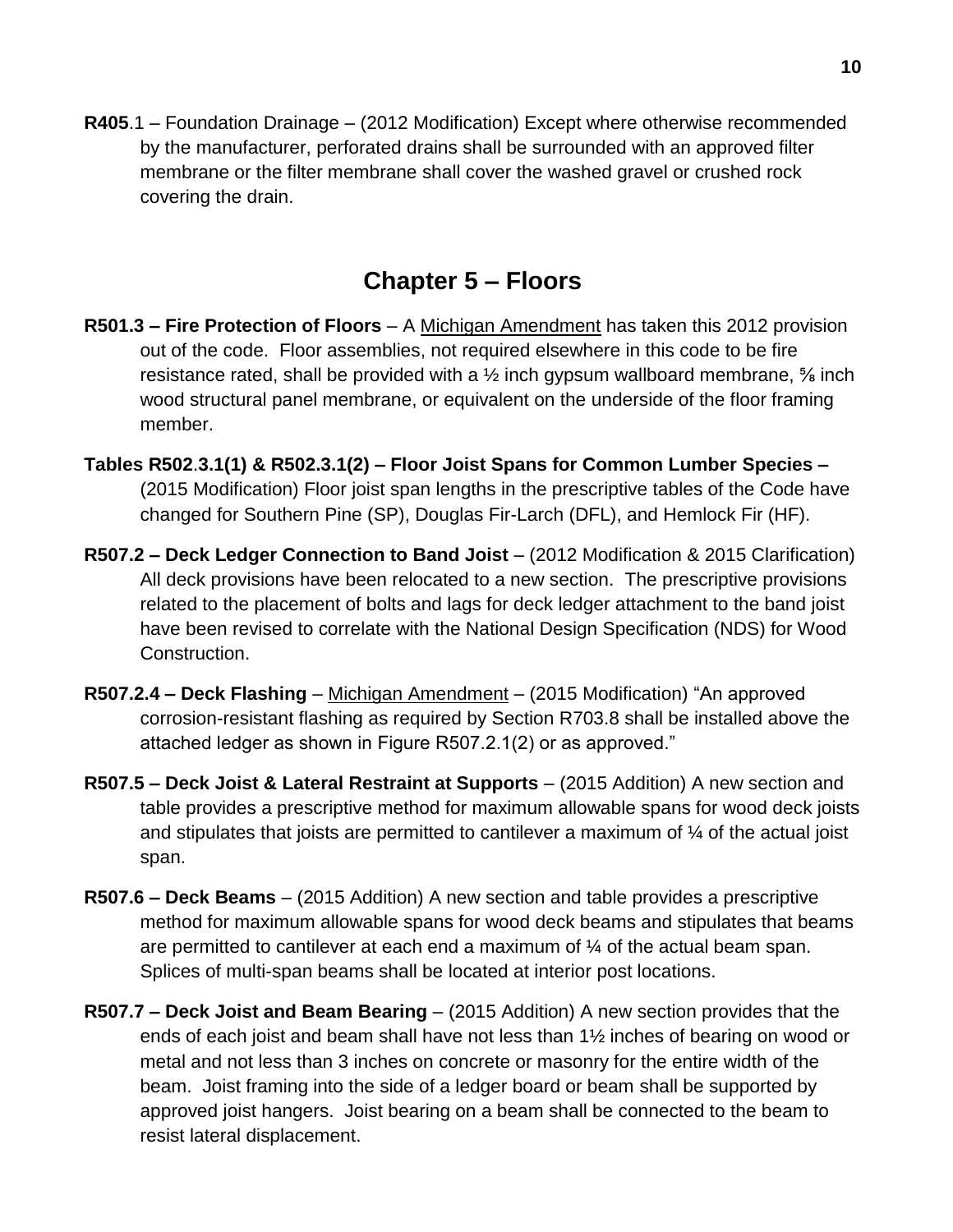**R405**.1 – Foundation Drainage – (2012 Modification) Except where otherwise recommended by the manufacturer, perforated drains shall be surrounded with an approved filter membrane or the filter membrane shall cover the washed gravel or crushed rock covering the drain.

## Chapter 5 – Floors

**R501.3 – Fire Protection of Floors** – A Michigan Amendment has taken this 2012 provision out of the code. Floor assemblies, not required elsewhere in this code to be fire resistance rated, shall be provided with a ½ inch gypsum wallboard membrane, ⅝ inch wood structural panel membrane, or equivalent on the underside of the floor framing member.

**Tables R502.3.1(1) & R502.3.1(2) – Floor Joist Spans for Common Lumber Species –** (2015 Modification) Floor joist span lengths in the prescriptive tables of the Code have changed for Southern Pine (SP), Douglas Fir-Larch (DFL), and Hemlock Fir (HF).

**R507.2 – Deck Ledger Connection to Band Joist** – (2012 Modification & 2015 Clarification) All deck provisions have been relocated to a new section. The prescriptive provisions related to the placement of bolts and lags for deck ledger attachment to the band joist have been revised to correlate with the National Design Specification (NDS) for Wood Construction.

**R507.2.4 – Deck Flashing** – Michigan Amendment – (2015 Modification) "An approved corrosion-resistant flashing as required by Section R703.8 shall be installed above the attached ledger as shown in Figure R507.2.1(2) or as approved."

**R507.5 – Deck Joist & Lateral Restraint at Supports** – (2015 Addition) A new section and table provides a prescriptive method for maximum allowable spans for wood deck joists and stipulates that joists are permitted to cantilever a maximum of ¼ of the actual joist span.

**R507.6 – Deck Beams** – (2015 Addition) A new section and table provides a prescriptive method for maximum allowable spans for wood deck beams and stipulates that beams are permitted to cantilever at each end a maximum of ¼ of the actual beam span. Splices of multi-span beams shall be located at interior post locations.

**R507.7 – Deck Joist and Beam Bearing** – (2015 Addition) A new section provides that the ends of each joist and beam shall have not less than 1½ inches of bearing on wood or metal and not less than 3 inches on concrete or masonry for the entire width of the beam. Joist framing into the side of a ledger board or beam shall be supported by approved joist hangers. Joist bearing on a beam shall be connected to the beam to resist lateral displacement.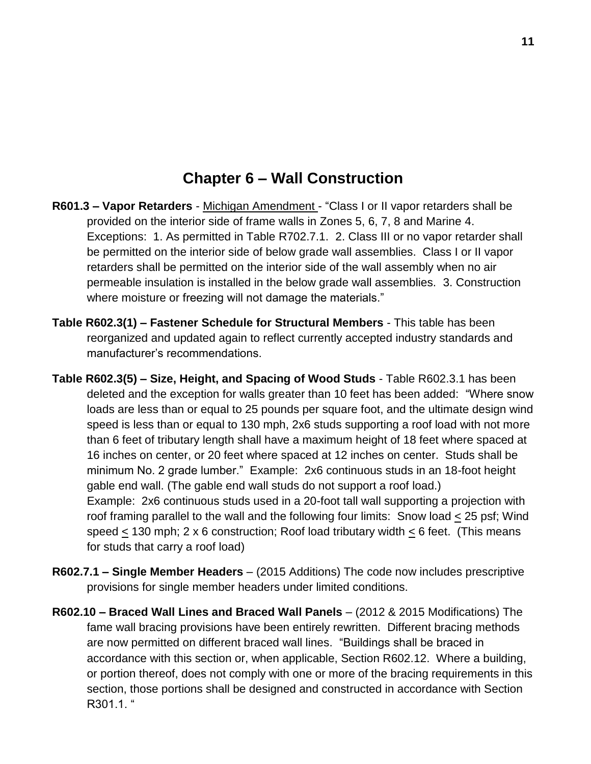# Chapter 6 – Wall Construction

**R601.3 – Vapor Retarders** - Michigan Amendment - "Class I or II vapor retarders shall be provided on the interior side of frame walls in Zones 5, 6, 7, 8 and Marine 4. Exceptions: 1. As permitted in Table R702.7.1. 2. Class III or no vapor retarder shall be permitted on the interior side of below grade wall assemblies. Class I or II vapor retarders shall be permitted on the interior side of the wall assembly when no air permeable insulation is installed in the below grade wall assemblies. 3. Construction where moisture or freezing will not damage the materials."

**Table R602.3(1) – Fastener Schedule for Structural Members** - This table has been reorganized and updated again to reflect currently accepted industry standards and manufacturer's recommendations.

**Table R602.3(5) – Size, Height, and Spacing of Wood Studs** - Table R602.3.1 has been deleted and the exception for walls greater than 10 feet has been added: "Where snow loads are less than or equal to 25 pounds per square foot, and the ultimate design wind speed is less than or equal to 130 mph, 2x6 studs supporting a roof load with not more than 6 feet of tributary length shall have a maximum height of 18 feet where spaced at 16 inches on center, or 20 feet where spaced at 12 inches on center. Studs shall be minimum No. 2 grade lumber." Example: 2x6 continuous studs in an 18-foot height gable end wall. (The gable end wall studs do not support a roof load.)
Example: 2x6 continuous studs used in a 20-foot tall wall supporting a projection with roof framing parallel to the wall and the following four limits: Snow load ≤ 25 psf; Wind speed ≤ 130 mph; 2 x 6 construction; Roof load tributary width ≤ 6 feet. (This means for studs that carry a roof load)

**R602.7.1 – Single Member Headers** – (2015 Additions) The code now includes prescriptive provisions for single member headers under limited conditions.

**R602.10 – Braced Wall Lines and Braced Wall Panels** – (2012 & 2015 Modifications) The fame wall bracing provisions have been entirely rewritten. Different bracing methods are now permitted on different braced wall lines. "Buildings shall be braced in accordance with this section or, when applicable, Section R602.12. Where a building, or portion thereof, does not comply with one or more of the bracing requirements in this section, those portions shall be designed and constructed in accordance with Section R301.1. "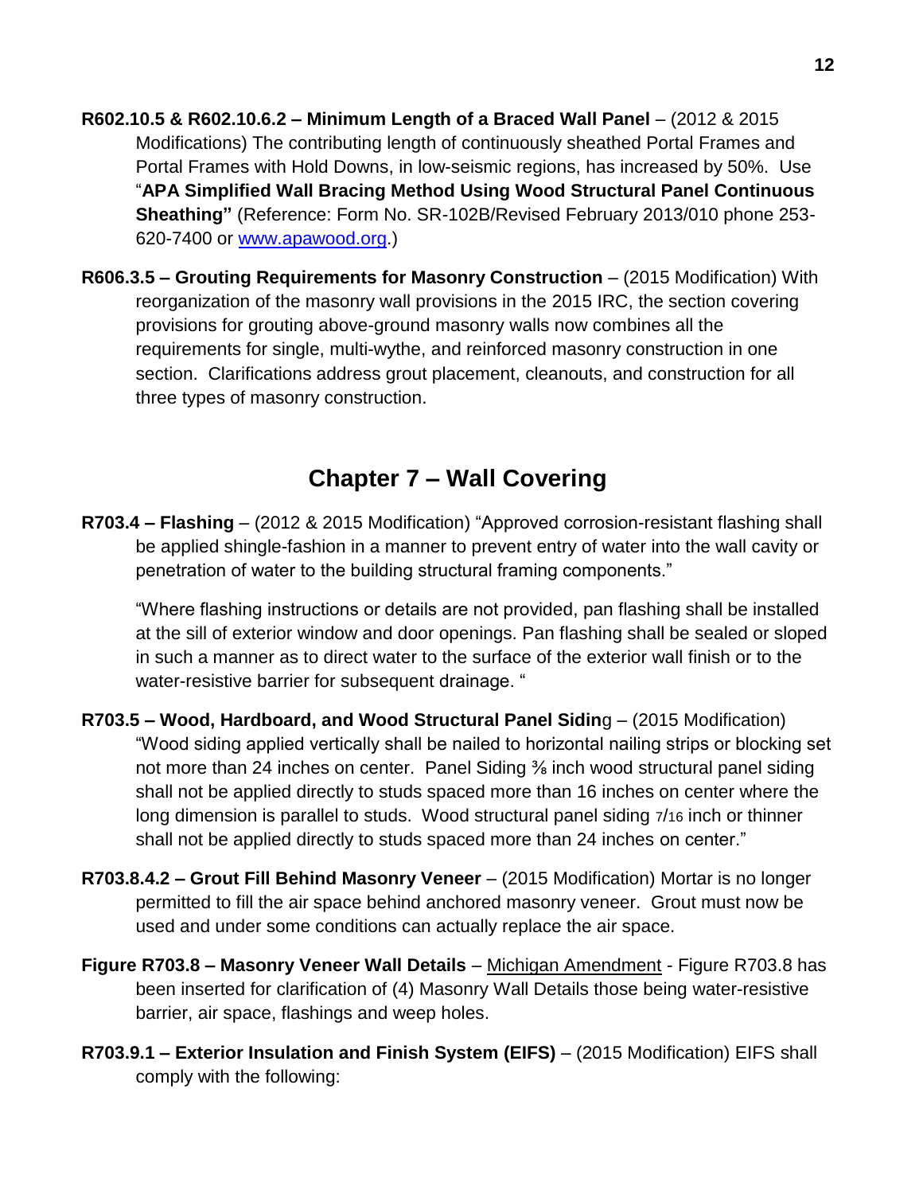**R602.10.5 & R602.10.6.2 – Minimum Length of a Braced Wall Panel** – (2012 & 2015 Modifications) The contributing length of continuously sheathed Portal Frames and Portal Frames with Hold Downs, in low-seismic regions, has increased by 50%. Use "**APA Simplified Wall Bracing Method Using Wood Structural Panel Continuous Sheathing"** (Reference: Form No. SR-102B/Revised February 2013/010 phone 253-620-7400 or [www.apawood.org](www.apawood.org).)

**R606.3.5 – Grouting Requirements for Masonry Construction** – (2015 Modification) With reorganization of the masonry wall provisions in the 2015 IRC, the section covering provisions for grouting above-ground masonry walls now combines all the requirements for single, multi-wythe, and reinforced masonry construction in one section. Clarifications address grout placement, cleanouts, and construction for all three types of masonry construction.

## Chapter 7 – Wall Covering

**R703.4 – Flashing** – (2012 & 2015 Modification) "Approved corrosion-resistant flashing shall be applied shingle-fashion in a manner to prevent entry of water into the wall cavity or penetration of water to the building structural framing components."

"Where flashing instructions or details are not provided, pan flashing shall be installed at the sill of exterior window and door openings. Pan flashing shall be sealed or sloped in such a manner as to direct water to the surface of the exterior wall finish or to the water-resistive barrier for subsequent drainage. "

**R703.5 – Wood, Hardboard, and Wood Structural Panel Sidin**g – (2015 Modification) "Wood siding applied vertically shall be nailed to horizontal nailing strips or blocking set not more than 24 inches on center. Panel Siding ⅜ inch wood structural panel siding shall not be applied directly to studs spaced more than 16 inches on center where the long dimension is parallel to studs. Wood structural panel siding 7/16 inch or thinner shall not be applied directly to studs spaced more than 24 inches on center."

**R703.8.4.2 – Grout Fill Behind Masonry Veneer** – (2015 Modification) Mortar is no longer permitted to fill the air space behind anchored masonry veneer. Grout must now be used and under some conditions can actually replace the air space.

**Figure R703.8 – Masonry Veneer Wall Details** – Michigan Amendment - Figure R703.8 has been inserted for clarification of (4) Masonry Wall Details those being water-resistive barrier, air space, flashings and weep holes.

**R703.9.1 – Exterior Insulation and Finish System (EIFS)** – (2015 Modification) EIFS shall comply with the following: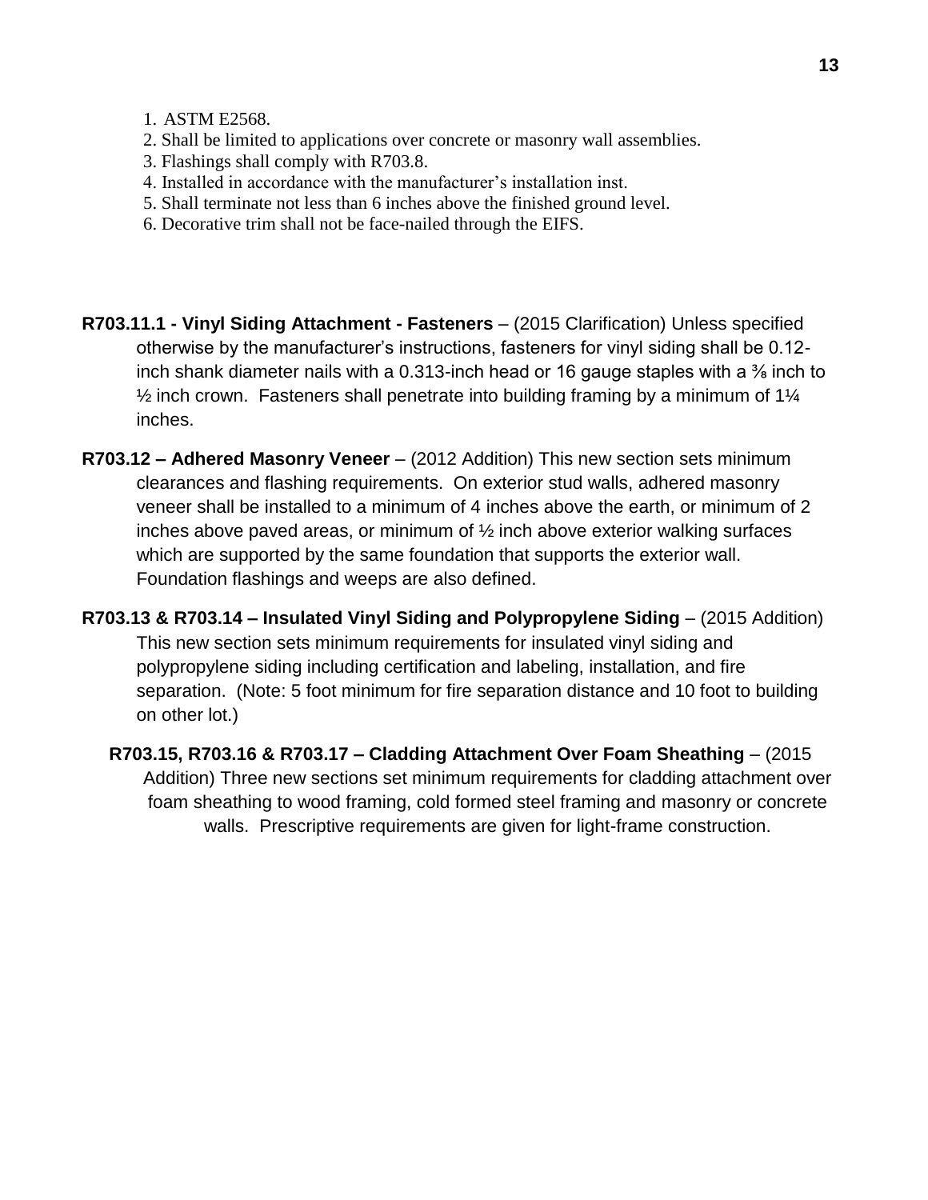1. ASTM E2568.
2. Shall be limited to applications over concrete or masonry wall assemblies.
3. Flashings shall comply with R703.8.
4. Installed in accordance with the manufacturer's installation inst.
5. Shall terminate not less than 6 inches above the finished ground level.
6. Decorative trim shall not be face-nailed through the EIFS.

**R703.11.1 - Vinyl Siding Attachment - Fasteners** – (2015 Clarification) Unless specified otherwise by the manufacturer's instructions, fasteners for vinyl siding shall be 0.12-inch shank diameter nails with a 0.313-inch head or 16 gauge staples with a ⅜ inch to ½ inch crown. Fasteners shall penetrate into building framing by a minimum of 1¼ inches.

**R703.12 – Adhered Masonry Veneer** – (2012 Addition) This new section sets minimum clearances and flashing requirements. On exterior stud walls, adhered masonry veneer shall be installed to a minimum of 4 inches above the earth, or minimum of 2 inches above paved areas, or minimum of ½ inch above exterior walking surfaces which are supported by the same foundation that supports the exterior wall. Foundation flashings and weeps are also defined.

**R703.13 & R703.14 – Insulated Vinyl Siding and Polypropylene Siding** – (2015 Addition) This new section sets minimum requirements for insulated vinyl siding and polypropylene siding including certification and labeling, installation, and fire separation. (Note: 5 foot minimum for fire separation distance and 10 foot to building on other lot.)

**R703.15, R703.16 & R703.17 – Cladding Attachment Over Foam Sheathing** – (2015 Addition) Three new sections set minimum requirements for cladding attachment over foam sheathing to wood framing, cold formed steel framing and masonry or concrete walls. Prescriptive requirements are given for light-frame construction.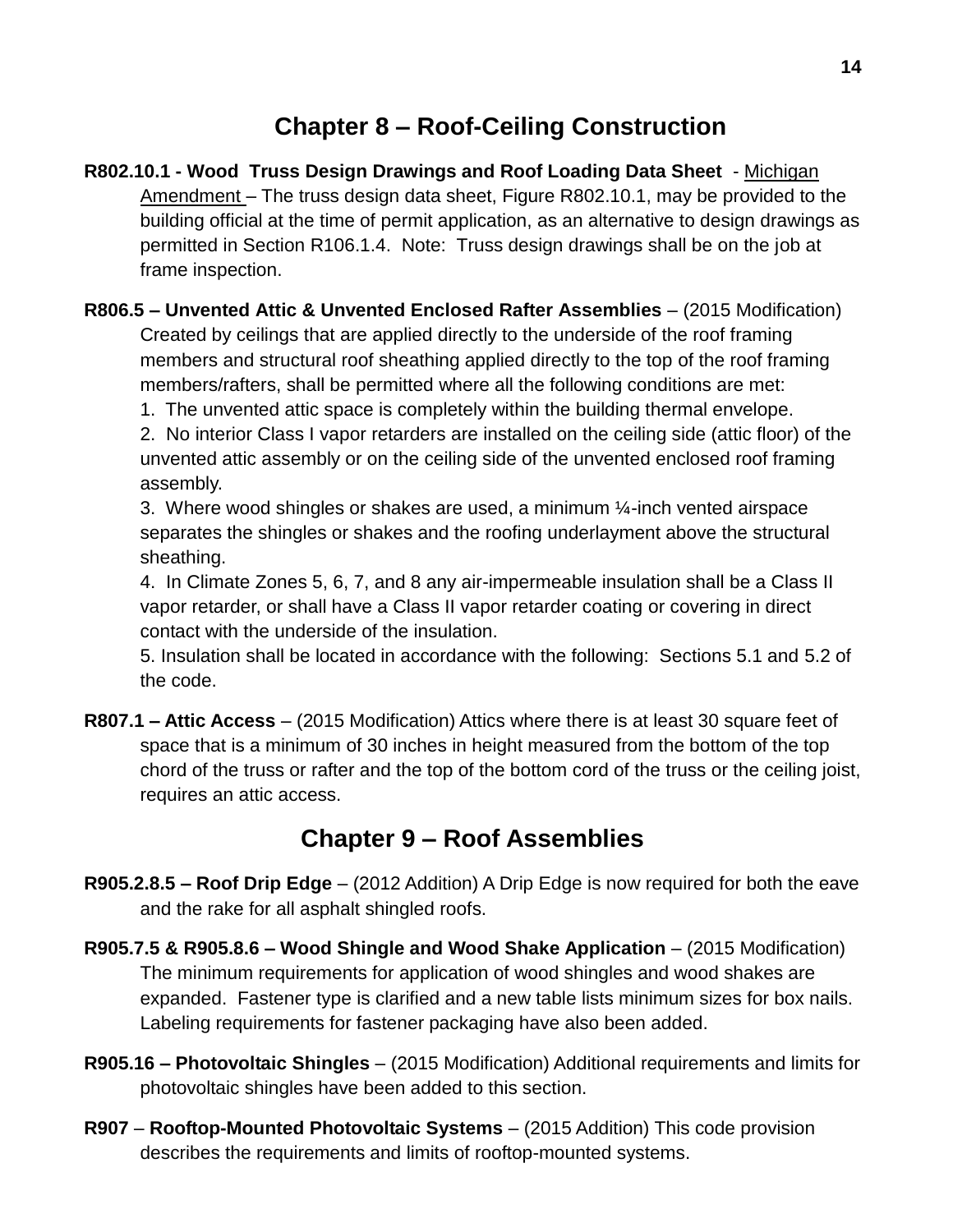## Chapter 8 – Roof-Ceiling Construction

**R802.10.1 - Wood Truss Design Drawings and Roof Loading Data Sheet** - Michigan Amendment – The truss design data sheet, Figure R802.10.1, may be provided to the building official at the time of permit application, as an alternative to design drawings as permitted in Section R106.1.4. Note: Truss design drawings shall be on the job at frame inspection.

**R806.5 – Unvented Attic & Unvented Enclosed Rafter Assemblies** – (2015 Modification) Created by ceilings that are applied directly to the underside of the roof framing members and structural roof sheathing applied directly to the top of the roof framing members/rafters, shall be permitted where all the following conditions are met:

1. The unvented attic space is completely within the building thermal envelope.
2. No interior Class I vapor retarders are installed on the ceiling side (attic floor) of the unvented attic assembly or on the ceiling side of the unvented enclosed roof framing assembly.
3. Where wood shingles or shakes are used, a minimum ¼-inch vented airspace separates the shingles or shakes and the roofing underlayment above the structural sheathing.
4. In Climate Zones 5, 6, 7, and 8 any air-impermeable insulation shall be a Class II vapor retarder, or shall have a Class II vapor retarder coating or covering in direct contact with the underside of the insulation.
5. Insulation shall be located in accordance with the following: Sections 5.1 and 5.2 of the code.

**R807.1 – Attic Access** – (2015 Modification) Attics where there is at least 30 square feet of space that is a minimum of 30 inches in height measured from the bottom of the top chord of the truss or rafter and the top of the bottom cord of the truss or the ceiling joist, requires an attic access.

## Chapter 9 – Roof Assemblies

**R905.2.8.5 – Roof Drip Edge** – (2012 Addition) A Drip Edge is now required for both the eave and the rake for all asphalt shingled roofs.

**R905.7.5 & R905.8.6 – Wood Shingle and Wood Shake Application** – (2015 Modification) The minimum requirements for application of wood shingles and wood shakes are expanded. Fastener type is clarified and a new table lists minimum sizes for box nails. Labeling requirements for fastener packaging have also been added.

**R905.16 – Photovoltaic Shingles** – (2015 Modification) Additional requirements and limits for photovoltaic shingles have been added to this section.

**R907** – **Rooftop-Mounted Photovoltaic Systems** – (2015 Addition) This code provision describes the requirements and limits of rooftop-mounted systems.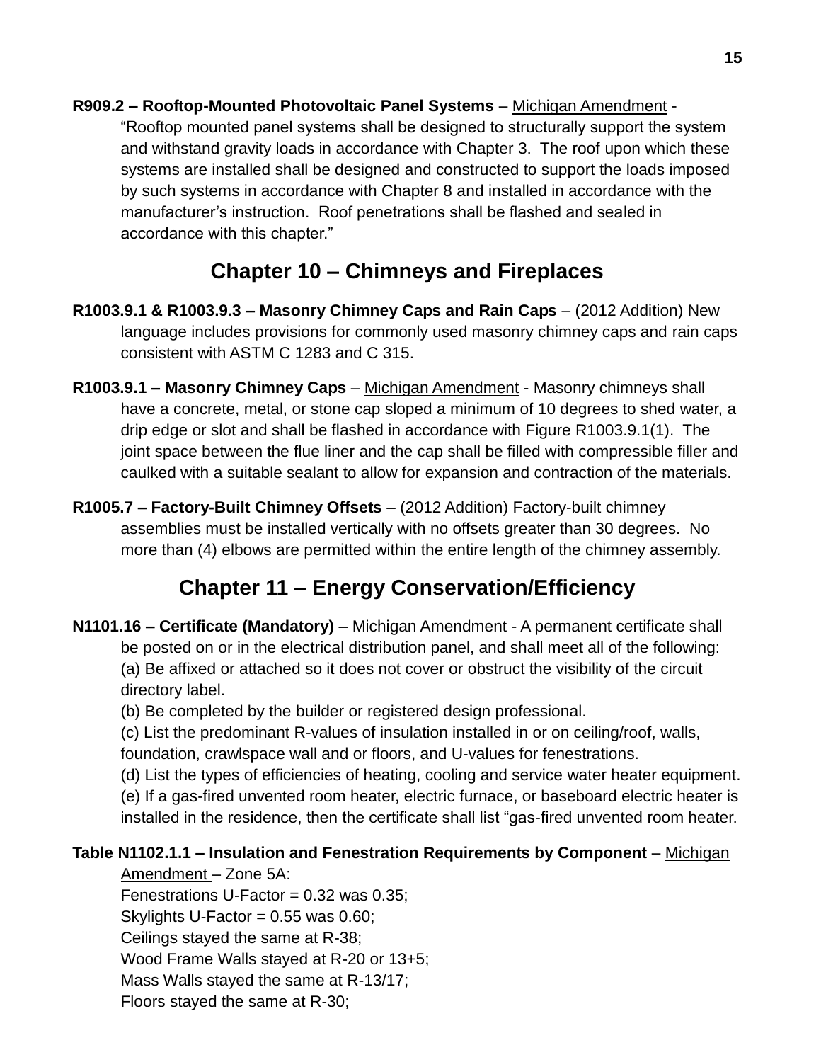**R909.2 – Rooftop-Mounted Photovoltaic Panel Systems** – Michigan Amendment - "Rooftop mounted panel systems shall be designed to structurally support the system and withstand gravity loads in accordance with Chapter 3. The roof upon which these systems are installed shall be designed and constructed to support the loads imposed by such systems in accordance with Chapter 8 and installed in accordance with the manufacturer's instruction. Roof penetrations shall be flashed and sealed in accordance with this chapter."

## Chapter 10 – Chimneys and Fireplaces

**R1003.9.1 & R1003.9.3 – Masonry Chimney Caps and Rain Caps** – (2012 Addition) New language includes provisions for commonly used masonry chimney caps and rain caps consistent with ASTM C 1283 and C 315.

**R1003.9.1 – Masonry Chimney Caps** – Michigan Amendment - Masonry chimneys shall have a concrete, metal, or stone cap sloped a minimum of 10 degrees to shed water, a drip edge or slot and shall be flashed in accordance with Figure R1003.9.1(1). The joint space between the flue liner and the cap shall be filled with compressible filler and caulked with a suitable sealant to allow for expansion and contraction of the materials.

**R1005.7 – Factory-Built Chimney Offsets** – (2012 Addition) Factory-built chimney assemblies must be installed vertically with no offsets greater than 30 degrees. No more than (4) elbows are permitted within the entire length of the chimney assembly.

## Chapter 11 – Energy Conservation/Efficiency

**N1101.16 – Certificate (Mandatory)** – Michigan Amendment - A permanent certificate shall be posted on or in the electrical distribution panel, and shall meet all of the following:
(a) Be affixed or attached so it does not cover or obstruct the visibility of the circuit directory label.
(b) Be completed by the builder or registered design professional.
(c) List the predominant R-values of insulation installed in or on ceiling/roof, walls, foundation, crawlspace wall and or floors, and U-values for fenestrations.
(d) List the types of efficiencies of heating, cooling and service water heater equipment.
(e) If a gas-fired unvented room heater, electric furnace, or baseboard electric heater is installed in the residence, then the certificate shall list "gas-fired unvented room heater.

**Table N1102.1.1 – Insulation and Fenestration Requirements by Component** – Michigan Amendment – Zone 5A:
Fenestrations U-Factor = 0.32 was 0.35;
Skylights U-Factor = 0.55 was 0.60;
Ceilings stayed the same at R-38;
Wood Frame Walls stayed at R-20 or 13+5;
Mass Walls stayed the same at R-13/17;
Floors stayed the same at R-30;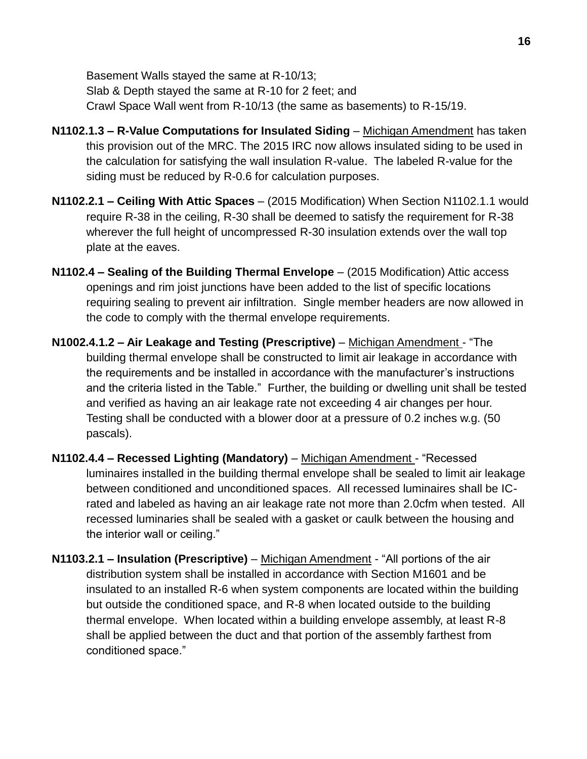Basement Walls stayed the same at R-10/13;
Slab & Depth stayed the same at R-10 for 2 feet; and
Crawl Space Wall went from R-10/13 (the same as basements) to R-15/19.

**N1102.1.3 – R-Value Computations for Insulated Siding** – Michigan Amendment has taken this provision out of the MRC. The 2015 IRC now allows insulated siding to be used in the calculation for satisfying the wall insulation R-value. The labeled R-value for the siding must be reduced by R-0.6 for calculation purposes.

**N1102.2.1 – Ceiling With Attic Spaces** – (2015 Modification) When Section N1102.1.1 would require R-38 in the ceiling, R-30 shall be deemed to satisfy the requirement for R-38 wherever the full height of uncompressed R-30 insulation extends over the wall top plate at the eaves.

**N1102.4 – Sealing of the Building Thermal Envelope** – (2015 Modification) Attic access openings and rim joist junctions have been added to the list of specific locations requiring sealing to prevent air infiltration. Single member headers are now allowed in the code to comply with the thermal envelope requirements.

**N1002.4.1.2 – Air Leakage and Testing (Prescriptive)** – Michigan Amendment - "The building thermal envelope shall be constructed to limit air leakage in accordance with the requirements and be installed in accordance with the manufacturer's instructions and the criteria listed in the Table." Further, the building or dwelling unit shall be tested and verified as having an air leakage rate not exceeding 4 air changes per hour. Testing shall be conducted with a blower door at a pressure of 0.2 inches w.g. (50 pascals).

**N1102.4.4 – Recessed Lighting (Mandatory)** – Michigan Amendment - "Recessed luminaires installed in the building thermal envelope shall be sealed to limit air leakage between conditioned and unconditioned spaces. All recessed luminaires shall be IC-rated and labeled as having an air leakage rate not more than 2.0cfm when tested. All recessed luminaries shall be sealed with a gasket or caulk between the housing and the interior wall or ceiling."

**N1103.2.1 – Insulation (Prescriptive)** – Michigan Amendment - "All portions of the air distribution system shall be installed in accordance with Section M1601 and be insulated to an installed R-6 when system components are located within the building but outside the conditioned space, and R-8 when located outside to the building thermal envelope. When located within a building envelope assembly, at least R-8 shall be applied between the duct and that portion of the assembly farthest from conditioned space."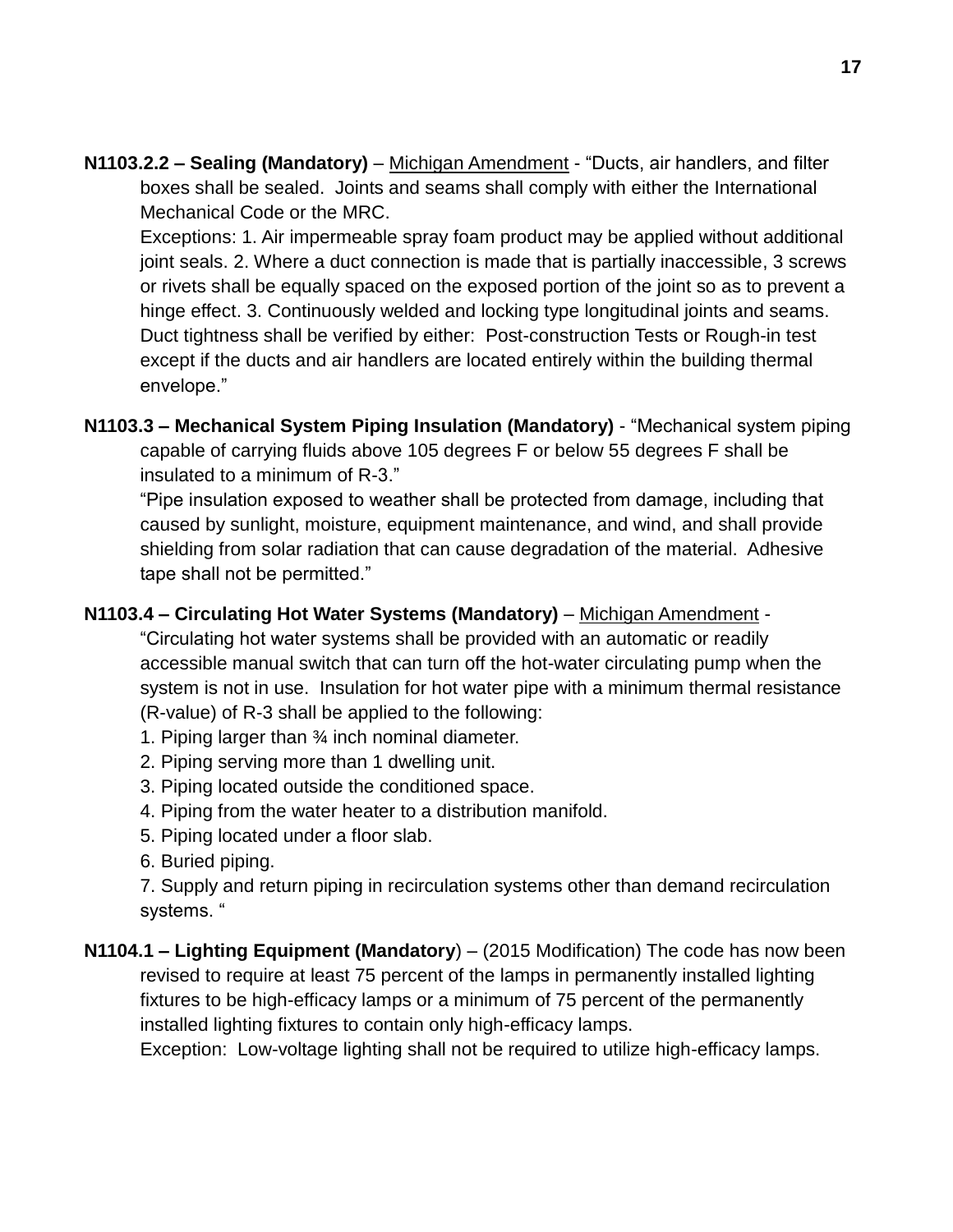**N1103.2.2 – Sealing (Mandatory)** – <u>Michigan Amendment</u> - "Ducts, air handlers, and filter boxes shall be sealed. Joints and seams shall comply with either the International Mechanical Code or the MRC.

Exceptions: 1. Air impermeable spray foam product may be applied without additional joint seals. 2. Where a duct connection is made that is partially inaccessible, 3 screws or rivets shall be equally spaced on the exposed portion of the joint so as to prevent a hinge effect. 3. Continuously welded and locking type longitudinal joints and seams. Duct tightness shall be verified by either: Post-construction Tests or Rough-in test except if the ducts and air handlers are located entirely within the building thermal envelope."

**N1103.3 – Mechanical System Piping Insulation (Mandatory)** - "Mechanical system piping capable of carrying fluids above 105 degrees F or below 55 degrees F shall be insulated to a minimum of R-3."

"Pipe insulation exposed to weather shall be protected from damage, including that caused by sunlight, moisture, equipment maintenance, and wind, and shall provide shielding from solar radiation that can cause degradation of the material. Adhesive tape shall not be permitted."

**N1103.4 – Circulating Hot Water Systems (Mandatory)** – <u>Michigan Amendment</u> - "Circulating hot water systems shall be provided with an automatic or readily accessible manual switch that can turn off the hot-water circulating pump when the system is not in use. Insulation for hot water pipe with a minimum thermal resistance (R-value) of R-3 shall be applied to the following:

1. Piping larger than ¾ inch nominal diameter.
2. Piping serving more than 1 dwelling unit.
3. Piping located outside the conditioned space.
4. Piping from the water heater to a distribution manifold.
5. Piping located under a floor slab.
6. Buried piping.
7. Supply and return piping in recirculation systems other than demand recirculation systems. "

**N1104.1 – Lighting Equipment (Mandatory)** – (2015 Modification) The code has now been revised to require at least 75 percent of the lamps in permanently installed lighting fixtures to be high-efficacy lamps or a minimum of 75 percent of the permanently installed lighting fixtures to contain only high-efficacy lamps.

Exception: Low-voltage lighting shall not be required to utilize high-efficacy lamps.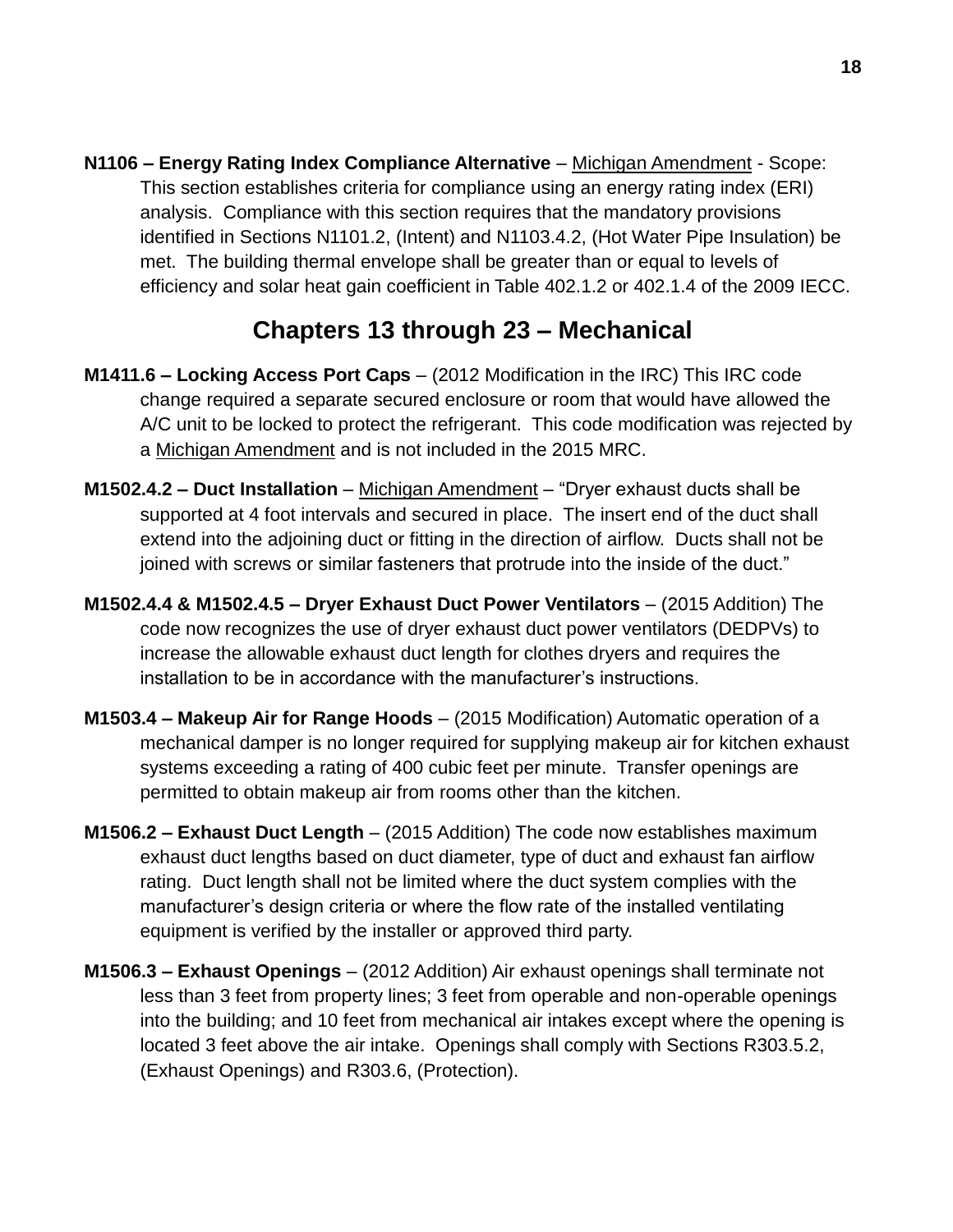**N1106 – Energy Rating Index Compliance Alternative** – Michigan Amendment - Scope: This section establishes criteria for compliance using an energy rating index (ERI) analysis. Compliance with this section requires that the mandatory provisions identified in Sections N1101.2, (Intent) and N1103.4.2, (Hot Water Pipe Insulation) be met. The building thermal envelope shall be greater than or equal to levels of efficiency and solar heat gain coefficient in Table 402.1.2 or 402.1.4 of the 2009 IECC.

## Chapters 13 through 23 – Mechanical

**M1411.6 – Locking Access Port Caps** – (2012 Modification in the IRC) This IRC code change required a separate secured enclosure or room that would have allowed the A/C unit to be locked to protect the refrigerant. This code modification was rejected by a Michigan Amendment and is not included in the 2015 MRC.

**M1502.4.2 – Duct Installation** – Michigan Amendment – "Dryer exhaust ducts shall be supported at 4 foot intervals and secured in place. The insert end of the duct shall extend into the adjoining duct or fitting in the direction of airflow. Ducts shall not be joined with screws or similar fasteners that protrude into the inside of the duct."

**M1502.4.4 & M1502.4.5 – Dryer Exhaust Duct Power Ventilators** – (2015 Addition) The code now recognizes the use of dryer exhaust duct power ventilators (DEDPVs) to increase the allowable exhaust duct length for clothes dryers and requires the installation to be in accordance with the manufacturer's instructions.

**M1503.4 – Makeup Air for Range Hoods** – (2015 Modification) Automatic operation of a mechanical damper is no longer required for supplying makeup air for kitchen exhaust systems exceeding a rating of 400 cubic feet per minute. Transfer openings are permitted to obtain makeup air from rooms other than the kitchen.

**M1506.2 – Exhaust Duct Length** – (2015 Addition) The code now establishes maximum exhaust duct lengths based on duct diameter, type of duct and exhaust fan airflow rating. Duct length shall not be limited where the duct system complies with the manufacturer's design criteria or where the flow rate of the installed ventilating equipment is verified by the installer or approved third party.

**M1506.3 – Exhaust Openings** – (2012 Addition) Air exhaust openings shall terminate not less than 3 feet from property lines; 3 feet from operable and non-operable openings into the building; and 10 feet from mechanical air intakes except where the opening is located 3 feet above the air intake. Openings shall comply with Sections R303.5.2, (Exhaust Openings) and R303.6, (Protection).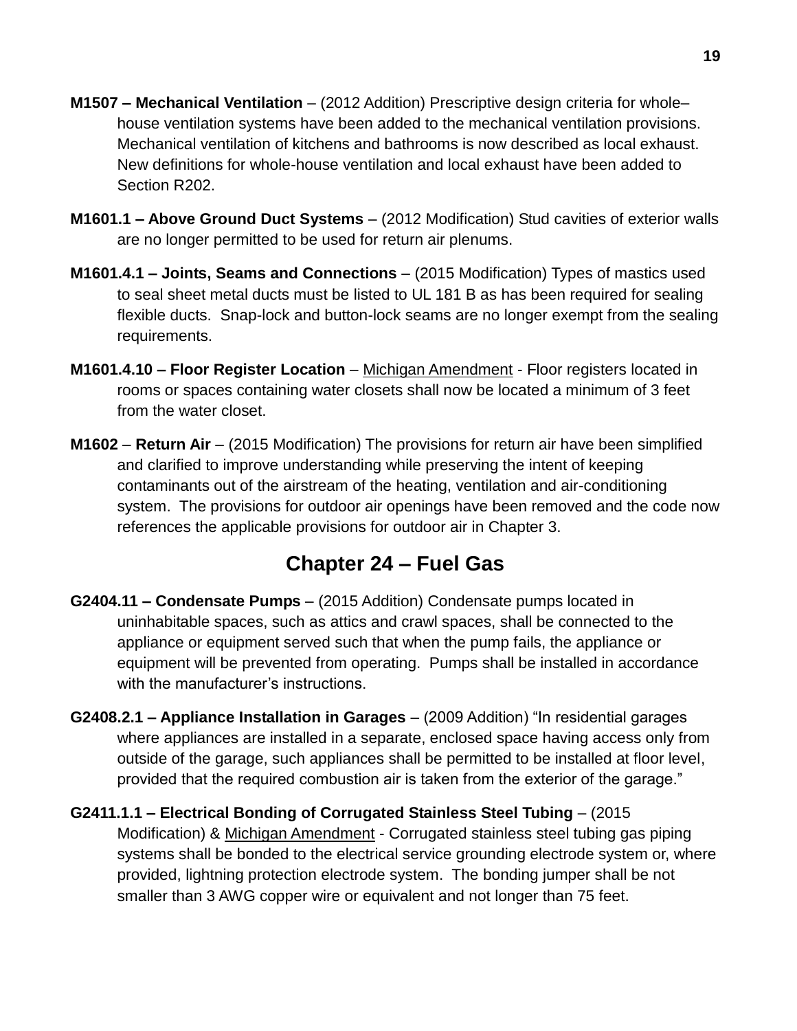**M1507 – Mechanical Ventilation** – (2012 Addition) Prescriptive design criteria for whole–house ventilation systems have been added to the mechanical ventilation provisions. Mechanical ventilation of kitchens and bathrooms is now described as local exhaust. New definitions for whole-house ventilation and local exhaust have been added to Section R202.

**M1601.1 – Above Ground Duct Systems** – (2012 Modification) Stud cavities of exterior walls are no longer permitted to be used for return air plenums.

**M1601.4.1 – Joints, Seams and Connections** – (2015 Modification) Types of mastics used to seal sheet metal ducts must be listed to UL 181 B as has been required for sealing flexible ducts. Snap-lock and button-lock seams are no longer exempt from the sealing requirements.

**M1601.4.10 – Floor Register Location** – Michigan Amendment - Floor registers located in rooms or spaces containing water closets shall now be located a minimum of 3 feet from the water closet.

**M1602** – **Return Air** – (2015 Modification) The provisions for return air have been simplified and clarified to improve understanding while preserving the intent of keeping contaminants out of the airstream of the heating, ventilation and air-conditioning system. The provisions for outdoor air openings have been removed and the code now references the applicable provisions for outdoor air in Chapter 3.

## Chapter 24 – Fuel Gas

**G2404.11 – Condensate Pumps** – (2015 Addition) Condensate pumps located in uninhabitable spaces, such as attics and crawl spaces, shall be connected to the appliance or equipment served such that when the pump fails, the appliance or equipment will be prevented from operating. Pumps shall be installed in accordance with the manufacturer's instructions.

**G2408.2.1 – Appliance Installation in Garages** – (2009 Addition) "In residential garages where appliances are installed in a separate, enclosed space having access only from outside of the garage, such appliances shall be permitted to be installed at floor level, provided that the required combustion air is taken from the exterior of the garage."

**G2411.1.1 – Electrical Bonding of Corrugated Stainless Steel Tubing** – (2015 Modification) & Michigan Amendment - Corrugated stainless steel tubing gas piping systems shall be bonded to the electrical service grounding electrode system or, where provided, lightning protection electrode system. The bonding jumper shall be not smaller than 3 AWG copper wire or equivalent and not longer than 75 feet.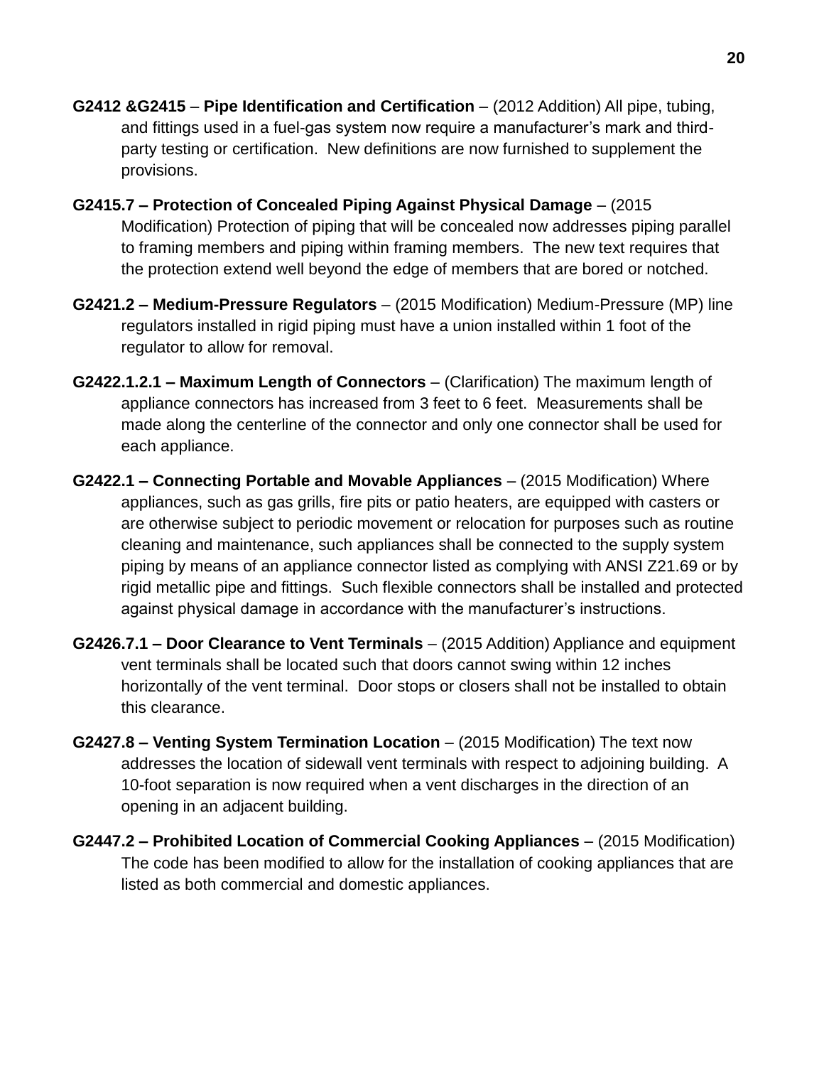**G2412 &G2415** – **Pipe Identification and Certification** – (2012 Addition) All pipe, tubing, and fittings used in a fuel-gas system now require a manufacturer's mark and third-party testing or certification. New definitions are now furnished to supplement the provisions.

**G2415.7 – Protection of Concealed Piping Against Physical Damage** – (2015 Modification) Protection of piping that will be concealed now addresses piping parallel to framing members and piping within framing members. The new text requires that the protection extend well beyond the edge of members that are bored or notched.

**G2421.2 – Medium-Pressure Regulators** – (2015 Modification) Medium-Pressure (MP) line regulators installed in rigid piping must have a union installed within 1 foot of the regulator to allow for removal.

**G2422.1.2.1 – Maximum Length of Connectors** – (Clarification) The maximum length of appliance connectors has increased from 3 feet to 6 feet. Measurements shall be made along the centerline of the connector and only one connector shall be used for each appliance.

**G2422.1 – Connecting Portable and Movable Appliances** – (2015 Modification) Where appliances, such as gas grills, fire pits or patio heaters, are equipped with casters or are otherwise subject to periodic movement or relocation for purposes such as routine cleaning and maintenance, such appliances shall be connected to the supply system piping by means of an appliance connector listed as complying with ANSI Z21.69 or by rigid metallic pipe and fittings. Such flexible connectors shall be installed and protected against physical damage in accordance with the manufacturer's instructions.

**G2426.7.1 – Door Clearance to Vent Terminals** – (2015 Addition) Appliance and equipment vent terminals shall be located such that doors cannot swing within 12 inches horizontally of the vent terminal. Door stops or closers shall not be installed to obtain this clearance.

**G2427.8 – Venting System Termination Location** – (2015 Modification) The text now addresses the location of sidewall vent terminals with respect to adjoining building. A 10-foot separation is now required when a vent discharges in the direction of an opening in an adjacent building.

**G2447.2 – Prohibited Location of Commercial Cooking Appliances** – (2015 Modification) The code has been modified to allow for the installation of cooking appliances that are listed as both commercial and domestic appliances.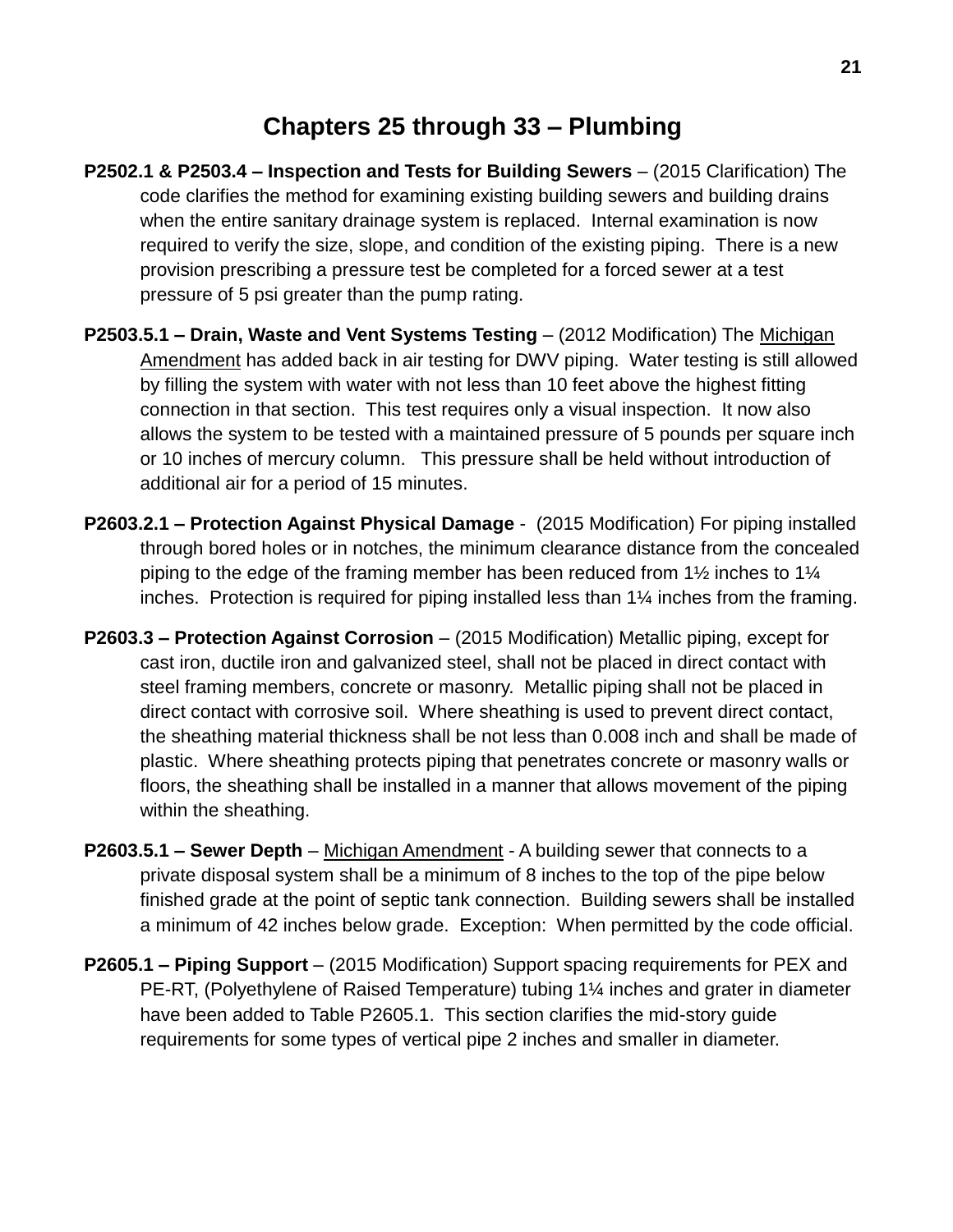# Chapters 25 through 33 – Plumbing

**P2502.1 & P2503.4 – Inspection and Tests for Building Sewers** – (2015 Clarification) The code clarifies the method for examining existing building sewers and building drains when the entire sanitary drainage system is replaced. Internal examination is now required to verify the size, slope, and condition of the existing piping. There is a new provision prescribing a pressure test be completed for a forced sewer at a test pressure of 5 psi greater than the pump rating.

**P2503.5.1 – Drain, Waste and Vent Systems Testing** – (2012 Modification) The <u>Michigan Amendment</u> has added back in air testing for DWV piping. Water testing is still allowed by filling the system with water with not less than 10 feet above the highest fitting connection in that section. This test requires only a visual inspection. It now also allows the system to be tested with a maintained pressure of 5 pounds per square inch or 10 inches of mercury column. This pressure shall be held without introduction of additional air for a period of 15 minutes.

**P2603.2.1 – Protection Against Physical Damage** - (2015 Modification) For piping installed through bored holes or in notches, the minimum clearance distance from the concealed piping to the edge of the framing member has been reduced from 1½ inches to 1¼ inches. Protection is required for piping installed less than 1¼ inches from the framing.

**P2603.3 – Protection Against Corrosion** – (2015 Modification) Metallic piping, except for cast iron, ductile iron and galvanized steel, shall not be placed in direct contact with steel framing members, concrete or masonry. Metallic piping shall not be placed in direct contact with corrosive soil. Where sheathing is used to prevent direct contact, the sheathing material thickness shall be not less than 0.008 inch and shall be made of plastic. Where sheathing protects piping that penetrates concrete or masonry walls or floors, the sheathing shall be installed in a manner that allows movement of the piping within the sheathing.

**P2603.5.1 – Sewer Depth** – <u>Michigan Amendment</u> - A building sewer that connects to a private disposal system shall be a minimum of 8 inches to the top of the pipe below finished grade at the point of septic tank connection. Building sewers shall be installed a minimum of 42 inches below grade. Exception: When permitted by the code official.

**P2605.1 – Piping Support** – (2015 Modification) Support spacing requirements for PEX and PE-RT, (Polyethylene of Raised Temperature) tubing 1¼ inches and grater in diameter have been added to Table P2605.1. This section clarifies the mid-story guide requirements for some types of vertical pipe 2 inches and smaller in diameter.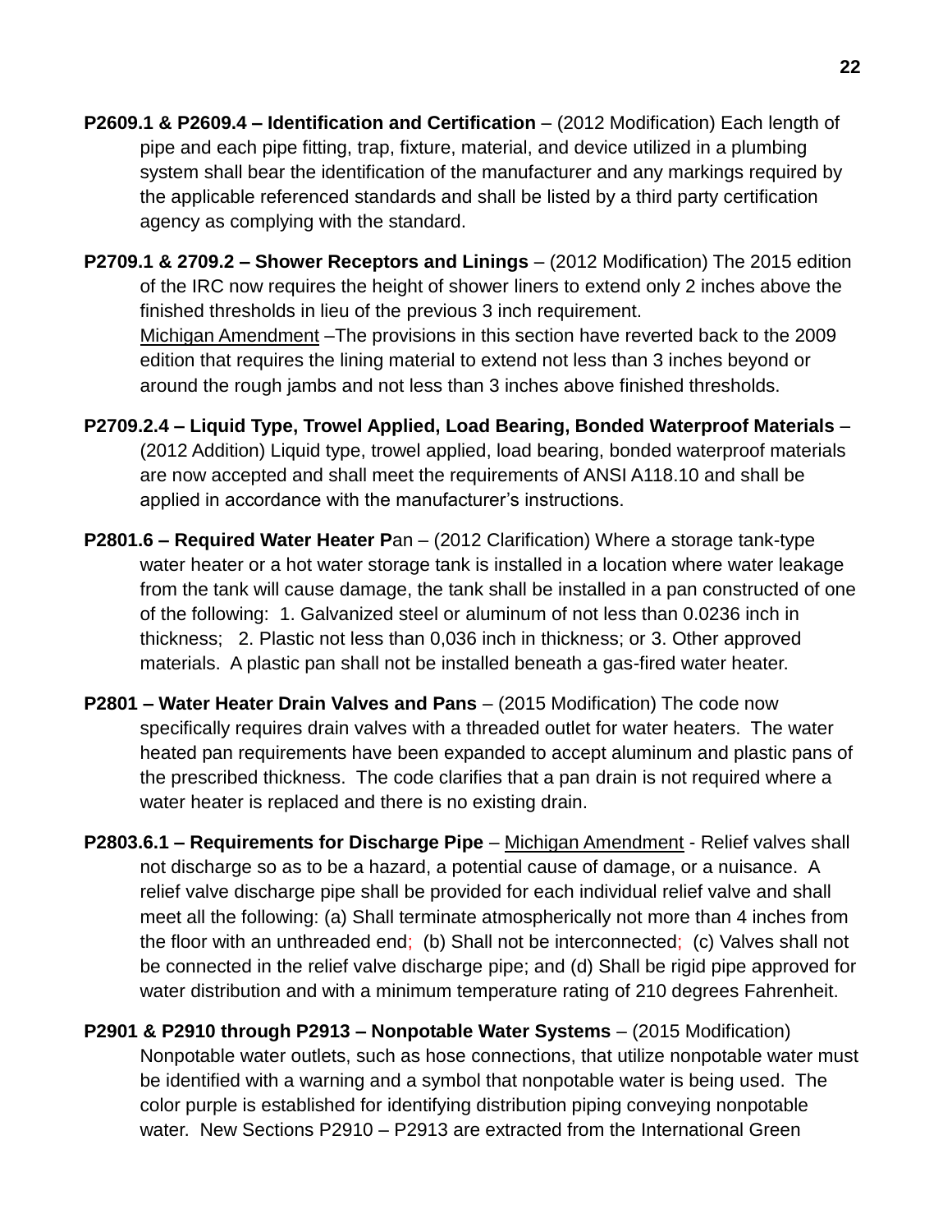**P2609.1 & P2609.4 – Identification and Certification** – (2012 Modification) Each length of pipe and each pipe fitting, trap, fixture, material, and device utilized in a plumbing system shall bear the identification of the manufacturer and any markings required by the applicable referenced standards and shall be listed by a third party certification agency as complying with the standard.

**P2709.1 & 2709.2 – Shower Receptors and Linings** – (2012 Modification) The 2015 edition of the IRC now requires the height of shower liners to extend only 2 inches above the finished thresholds in lieu of the previous 3 inch requirement.
Michigan Amendment –The provisions in this section have reverted back to the 2009 edition that requires the lining material to extend not less than 3 inches beyond or around the rough jambs and not less than 3 inches above finished thresholds.

**P2709.2.4 – Liquid Type, Trowel Applied, Load Bearing, Bonded Waterproof Materials** – (2012 Addition) Liquid type, trowel applied, load bearing, bonded waterproof materials are now accepted and shall meet the requirements of ANSI A118.10 and shall be applied in accordance with the manufacturer's instructions.

**P2801.6 – Required Water Heater P**an – (2012 Clarification) Where a storage tank-type water heater or a hot water storage tank is installed in a location where water leakage from the tank will cause damage, the tank shall be installed in a pan constructed of one of the following: 1. Galvanized steel or aluminum of not less than 0.0236 inch in thickness; 2. Plastic not less than 0,036 inch in thickness; or 3. Other approved materials. A plastic pan shall not be installed beneath a gas-fired water heater.

**P2801 – Water Heater Drain Valves and Pans** – (2015 Modification) The code now specifically requires drain valves with a threaded outlet for water heaters. The water heated pan requirements have been expanded to accept aluminum and plastic pans of the prescribed thickness. The code clarifies that a pan drain is not required where a water heater is replaced and there is no existing drain.

**P2803.6.1 – Requirements for Discharge Pipe** – Michigan Amendment - Relief valves shall not discharge so as to be a hazard, a potential cause of damage, or a nuisance. A relief valve discharge pipe shall be provided for each individual relief valve and shall meet all the following: (a) Shall terminate atmospherically not more than 4 inches from the floor with an unthreaded end; (b) Shall not be interconnected; (c) Valves shall not be connected in the relief valve discharge pipe; and (d) Shall be rigid pipe approved for water distribution and with a minimum temperature rating of 210 degrees Fahrenheit.

**P2901 & P2910 through P2913 – Nonpotable Water Systems** – (2015 Modification) Nonpotable water outlets, such as hose connections, that utilize nonpotable water must be identified with a warning and a symbol that nonpotable water is being used. The color purple is established for identifying distribution piping conveying nonpotable water. New Sections P2910 – P2913 are extracted from the International Green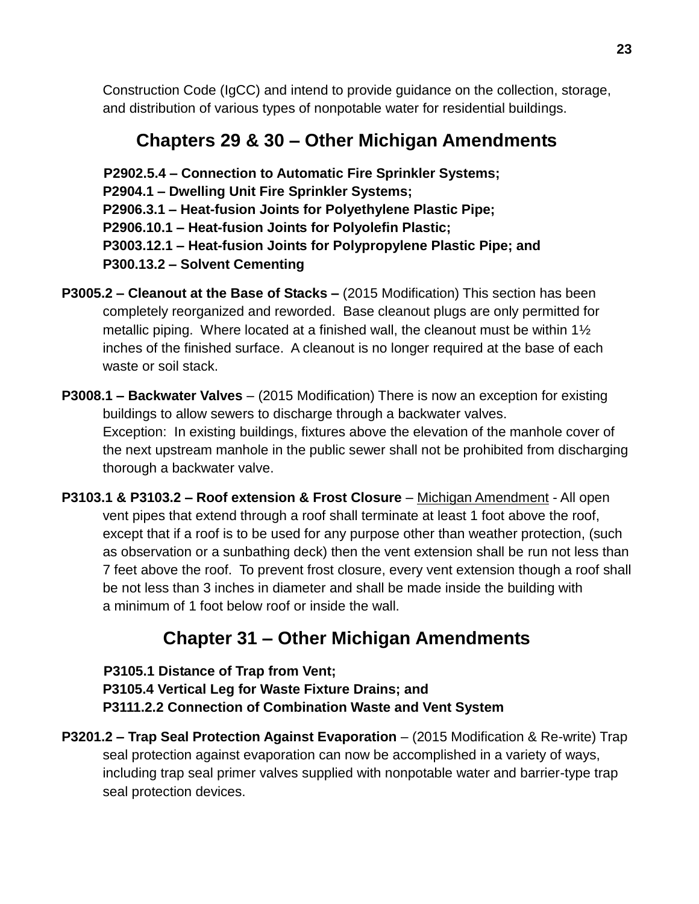Construction Code (IgCC) and intend to provide guidance on the collection, storage, and distribution of various types of nonpotable water for residential buildings.

## Chapters 29 & 30 – Other Michigan Amendments

**P2902.5.4 – Connection to Automatic Fire Sprinkler Systems;**
**P2904.1 – Dwelling Unit Fire Sprinkler Systems;**
**P2906.3.1 – Heat-fusion Joints for Polyethylene Plastic Pipe;**
**P2906.10.1 – Heat-fusion Joints for Polyolefin Plastic;**
**P3003.12.1 – Heat-fusion Joints for Polypropylene Plastic Pipe; and**
**P300.13.2 – Solvent Cementing**

**P3005.2 – Cleanout at the Base of Stacks –** (2015 Modification) This section has been completely reorganized and reworded. Base cleanout plugs are only permitted for metallic piping. Where located at a finished wall, the cleanout must be within 1½ inches of the finished surface. A cleanout is no longer required at the base of each waste or soil stack.

**P3008.1 – Backwater Valves** – (2015 Modification) There is now an exception for existing buildings to allow sewers to discharge through a backwater valves.
Exception: In existing buildings, fixtures above the elevation of the manhole cover of the next upstream manhole in the public sewer shall not be prohibited from discharging thorough a backwater valve.

**P3103.1 & P3103.2 – Roof extension & Frost Closure** – Michigan Amendment - All open vent pipes that extend through a roof shall terminate at least 1 foot above the roof, except that if a roof is to be used for any purpose other than weather protection, (such as observation or a sunbathing deck) then the vent extension shall be run not less than 7 feet above the roof. To prevent frost closure, every vent extension though a roof shall be not less than 3 inches in diameter and shall be made inside the building with a minimum of 1 foot below roof or inside the wall.

## Chapter 31 – Other Michigan Amendments

**P3105.1 Distance of Trap from Vent;**
**P3105.4 Vertical Leg for Waste Fixture Drains; and**
**P3111.2.2 Connection of Combination Waste and Vent System**

**P3201.2 – Trap Seal Protection Against Evaporation** – (2015 Modification & Re-write) Trap seal protection against evaporation can now be accomplished in a variety of ways, including trap seal primer valves supplied with nonpotable water and barrier-type trap seal protection devices.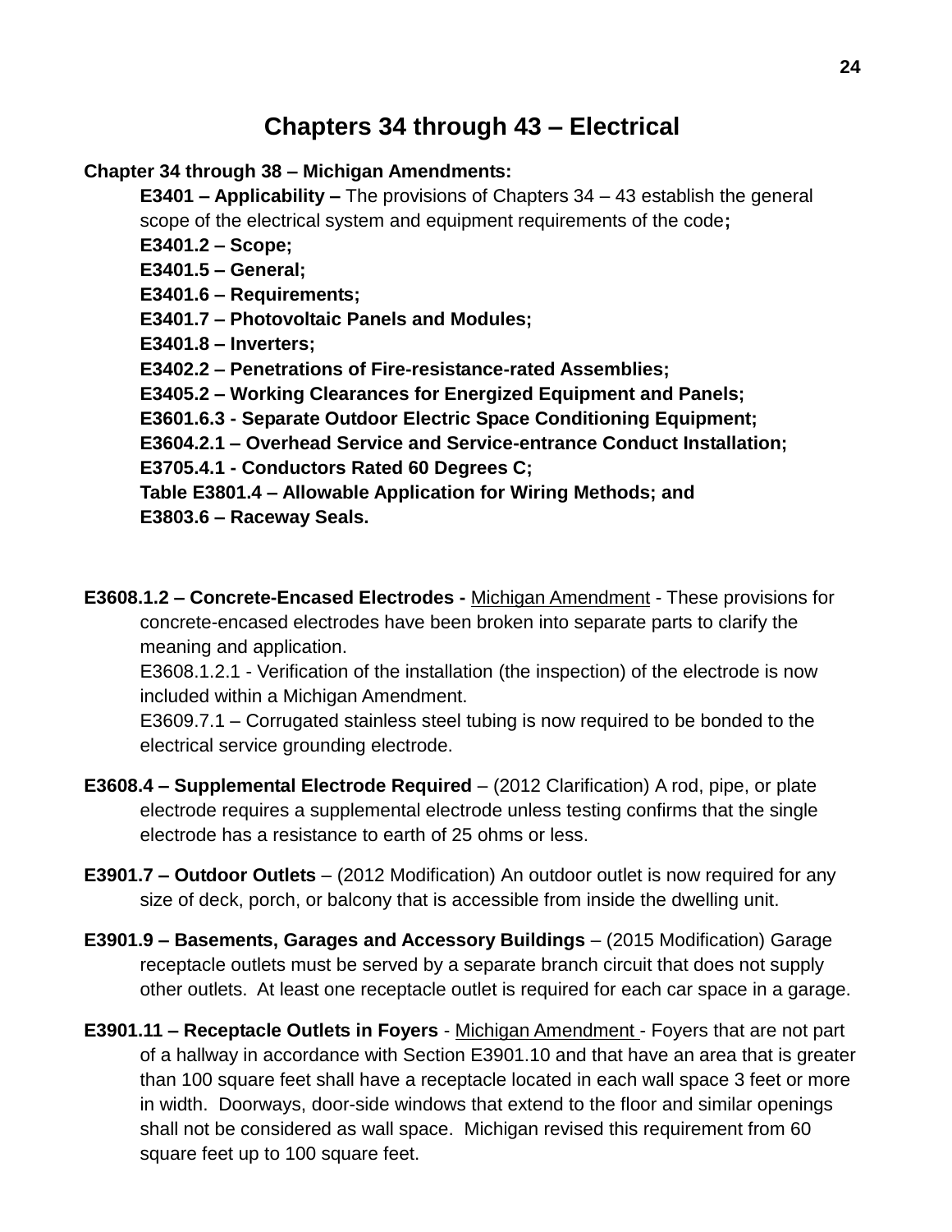## Chapters 34 through 43 – Electrical

**Chapter 34 through 38 – Michigan Amendments:**

**E3401 – Applicability –** The provisions of Chapters 34 – 43 establish the general scope of the electrical system and equipment requirements of the code**;**
**E3401.2 – Scope;**
**E3401.5 – General;**
**E3401.6 – Requirements;**
**E3401.7 – Photovoltaic Panels and Modules;**
**E3401.8 – Inverters;**
**E3402.2 – Penetrations of Fire-resistance-rated Assemblies;**
**E3405.2 – Working Clearances for Energized Equipment and Panels;**
**E3601.6.3 - Separate Outdoor Electric Space Conditioning Equipment;**
**E3604.2.1 – Overhead Service and Service-entrance Conduct Installation;**
**E3705.4.1 - Conductors Rated 60 Degrees C;**
**Table E3801.4 – Allowable Application for Wiring Methods; and**
**E3803.6 – Raceway Seals.**

**E3608.1.2 – Concrete-Encased Electrodes -** <u>Michigan Amendment</u> - These provisions for concrete-encased electrodes have been broken into separate parts to clarify the meaning and application.
E3608.1.2.1 - Verification of the installation (the inspection) of the electrode is now included within a Michigan Amendment.
E3609.7.1 – Corrugated stainless steel tubing is now required to be bonded to the electrical service grounding electrode.

**E3608.4 – Supplemental Electrode Required** – (2012 Clarification) A rod, pipe, or plate electrode requires a supplemental electrode unless testing confirms that the single electrode has a resistance to earth of 25 ohms or less.

**E3901.7 – Outdoor Outlets** – (2012 Modification) An outdoor outlet is now required for any size of deck, porch, or balcony that is accessible from inside the dwelling unit.

**E3901.9 – Basements, Garages and Accessory Buildings** – (2015 Modification) Garage receptacle outlets must be served by a separate branch circuit that does not supply other outlets. At least one receptacle outlet is required for each car space in a garage.

**E3901.11 – Receptacle Outlets in Foyers** - <u>Michigan Amendment</u> - Foyers that are not part of a hallway in accordance with Section E3901.10 and that have an area that is greater than 100 square feet shall have a receptacle located in each wall space 3 feet or more in width. Doorways, door-side windows that extend to the floor and similar openings shall not be considered as wall space. Michigan revised this requirement from 60 square feet up to 100 square feet.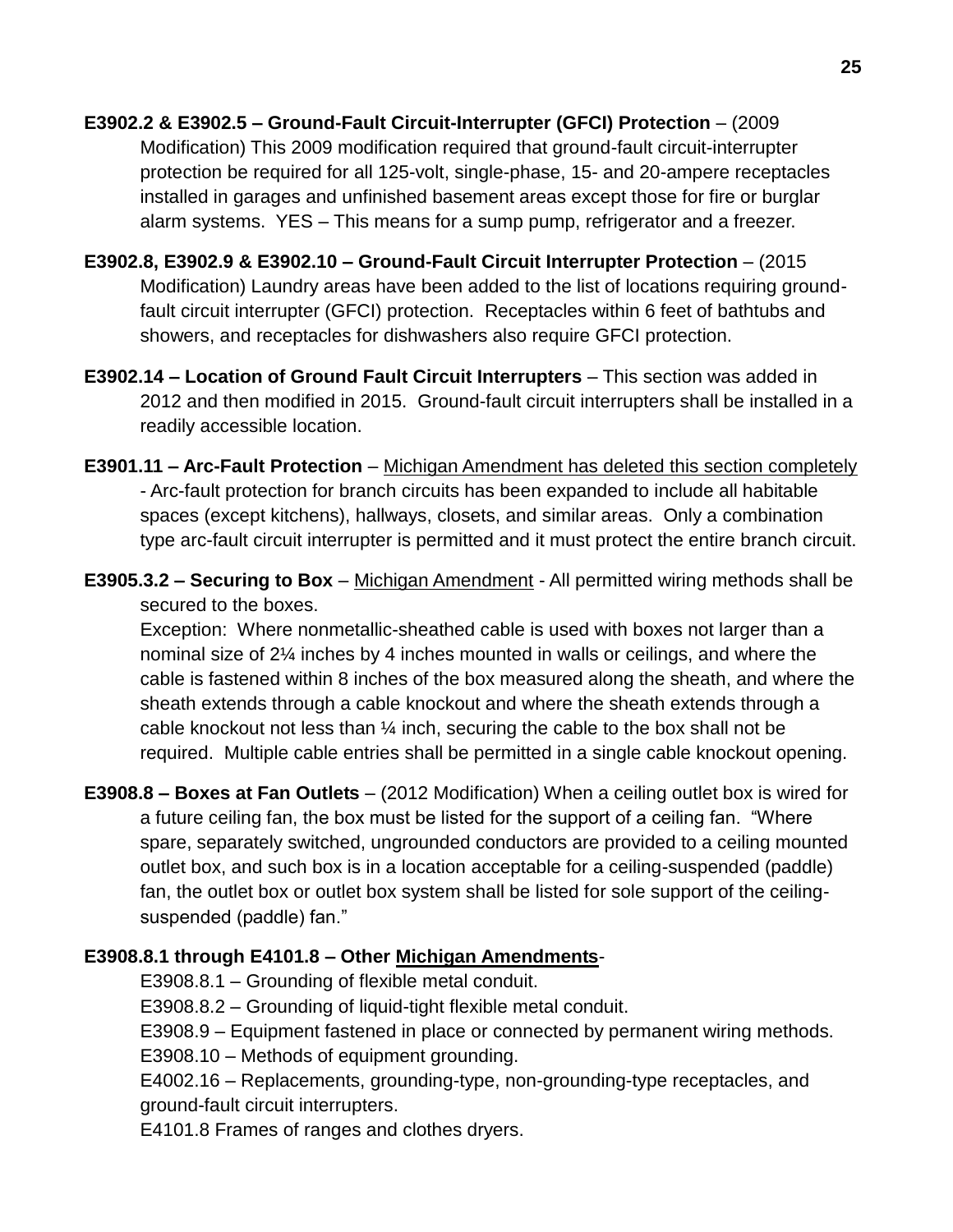**E3902.2 & E3902.5 – Ground-Fault Circuit-Interrupter (GFCI) Protection** – (2009 Modification) This 2009 modification required that ground-fault circuit-interrupter protection be required for all 125-volt, single-phase, 15- and 20-ampere receptacles installed in garages and unfinished basement areas except those for fire or burglar alarm systems. YES – This means for a sump pump, refrigerator and a freezer.

**E3902.8, E3902.9 & E3902.10 – Ground-Fault Circuit Interrupter Protection** – (2015 Modification) Laundry areas have been added to the list of locations requiring ground-fault circuit interrupter (GFCI) protection. Receptacles within 6 feet of bathtubs and showers, and receptacles for dishwashers also require GFCI protection.

**E3902.14 – Location of Ground Fault Circuit Interrupters** – This section was added in 2012 and then modified in 2015. Ground-fault circuit interrupters shall be installed in a readily accessible location.

**E3901.11 – Arc-Fault Protection** – <u>Michigan Amendment has deleted this section completely</u> - Arc-fault protection for branch circuits has been expanded to include all habitable spaces (except kitchens), hallways, closets, and similar areas. Only a combination type arc-fault circuit interrupter is permitted and it must protect the entire branch circuit.

**E3905.3.2 – Securing to Box** – <u>Michigan Amendment</u> - All permitted wiring methods shall be secured to the boxes.

Exception: Where nonmetallic-sheathed cable is used with boxes not larger than a nominal size of 2¼ inches by 4 inches mounted in walls or ceilings, and where the cable is fastened within 8 inches of the box measured along the sheath, and where the sheath extends through a cable knockout and where the sheath extends through a cable knockout not less than ¼ inch, securing the cable to the box shall not be required. Multiple cable entries shall be permitted in a single cable knockout opening.

**E3908.8 – Boxes at Fan Outlets** – (2012 Modification) When a ceiling outlet box is wired for a future ceiling fan, the box must be listed for the support of a ceiling fan. "Where spare, separately switched, ungrounded conductors are provided to a ceiling mounted outlet box, and such box is in a location acceptable for a ceiling-suspended (paddle) fan, the outlet box or outlet box system shall be listed for sole support of the ceiling-suspended (paddle) fan."

**E3908.8.1 through E4101.8 – Other <u>Michigan Amendments</u>**-

E3908.8.1 – Grounding of flexible metal conduit.

E3908.8.2 – Grounding of liquid-tight flexible metal conduit.

E3908.9 – Equipment fastened in place or connected by permanent wiring methods.

E3908.10 – Methods of equipment grounding.

E4002.16 – Replacements, grounding-type, non-grounding-type receptacles, and ground-fault circuit interrupters.

E4101.8 Frames of ranges and clothes dryers.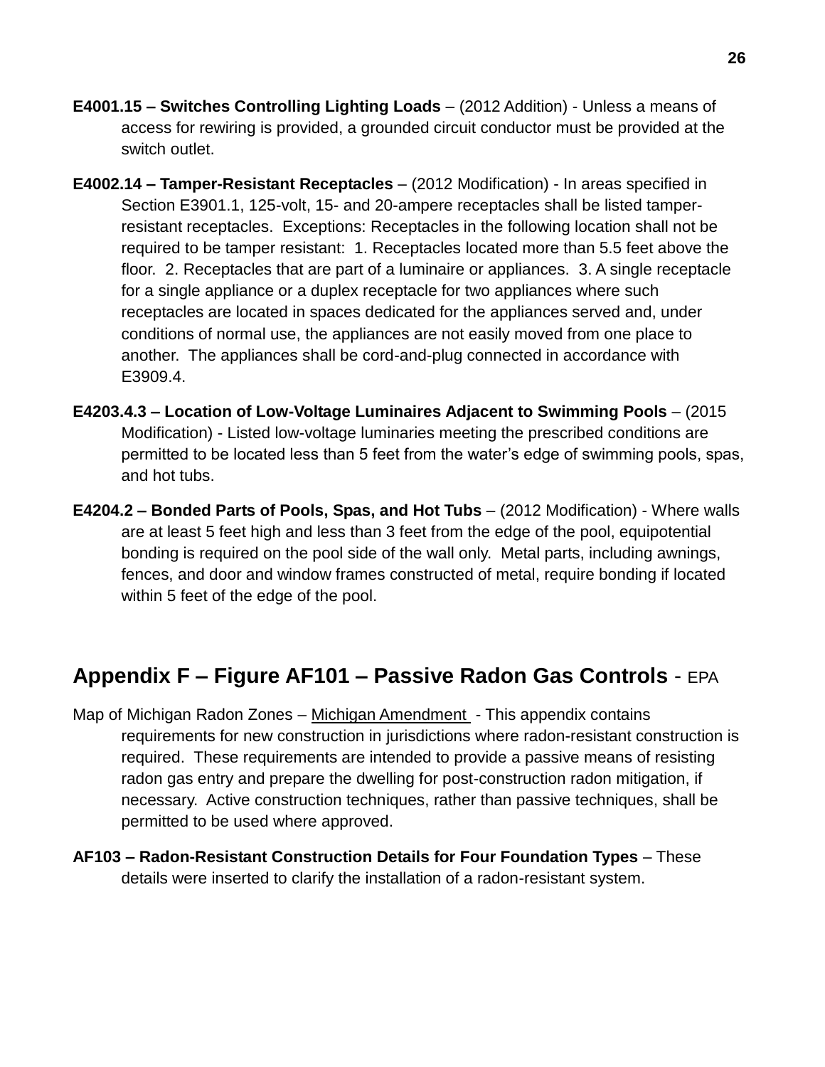**E4001.15 – Switches Controlling Lighting Loads** – (2012 Addition) - Unless a means of access for rewiring is provided, a grounded circuit conductor must be provided at the switch outlet.

**E4002.14 – Tamper-Resistant Receptacles** – (2012 Modification) - In areas specified in Section E3901.1, 125-volt, 15- and 20-ampere receptacles shall be listed tamper-resistant receptacles. Exceptions: Receptacles in the following location shall not be required to be tamper resistant: 1. Receptacles located more than 5.5 feet above the floor. 2. Receptacles that are part of a luminaire or appliances. 3. A single receptacle for a single appliance or a duplex receptacle for two appliances where such receptacles are located in spaces dedicated for the appliances served and, under conditions of normal use, the appliances are not easily moved from one place to another. The appliances shall be cord-and-plug connected in accordance with E3909.4.

**E4203.4.3 – Location of Low-Voltage Luminaires Adjacent to Swimming Pools** – (2015 Modification) - Listed low-voltage luminaries meeting the prescribed conditions are permitted to be located less than 5 feet from the water's edge of swimming pools, spas, and hot tubs.

**E4204.2 – Bonded Parts of Pools, Spas, and Hot Tubs** – (2012 Modification) - Where walls are at least 5 feet high and less than 3 feet from the edge of the pool, equipotential bonding is required on the pool side of the wall only. Metal parts, including awnings, fences, and door and window frames constructed of metal, require bonding if located within 5 feet of the edge of the pool.

## Appendix F – Figure AF101 – Passive Radon Gas Controls - EPA

Map of Michigan Radon Zones – <u>Michigan Amendment</u> - This appendix contains requirements for new construction in jurisdictions where radon-resistant construction is required. These requirements are intended to provide a passive means of resisting radon gas entry and prepare the dwelling for post-construction radon mitigation, if necessary. Active construction techniques, rather than passive techniques, shall be permitted to be used where approved.

**AF103 – Radon-Resistant Construction Details for Four Foundation Types** – These details were inserted to clarify the installation of a radon-resistant system.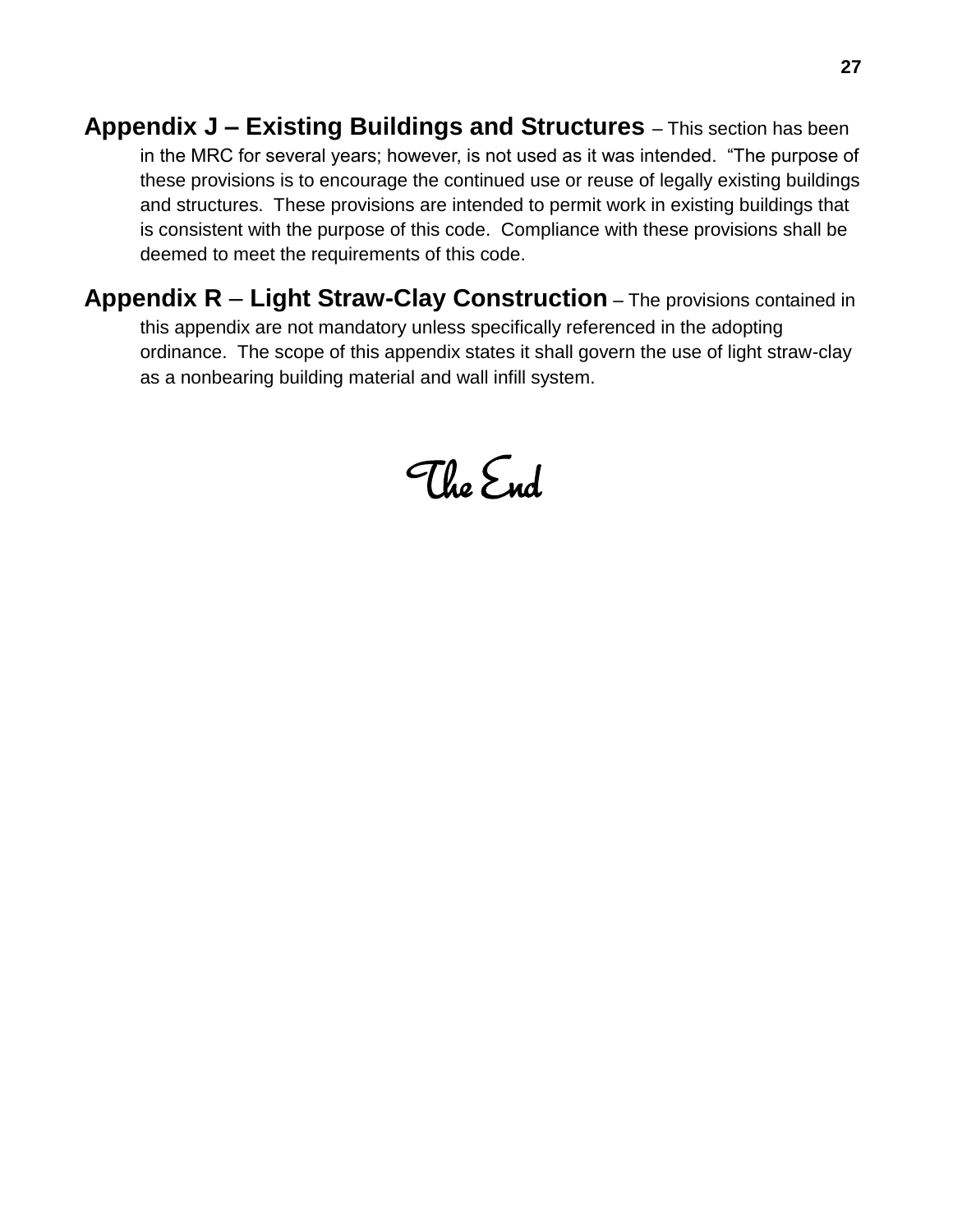**Appendix J – Existing Buildings and Structures** – This section has been in the MRC for several years; however, is not used as it was intended. "The purpose of these provisions is to encourage the continued use or reuse of legally existing buildings and structures. These provisions are intended to permit work in existing buildings that is consistent with the purpose of this code. Compliance with these provisions shall be deemed to meet the requirements of this code.

**Appendix R – Light Straw-Clay Construction** – The provisions contained in this appendix are not mandatory unless specifically referenced in the adopting ordinance. The scope of this appendix states it shall govern the use of light straw-clay as a nonbearing building material and wall infill system.

The End